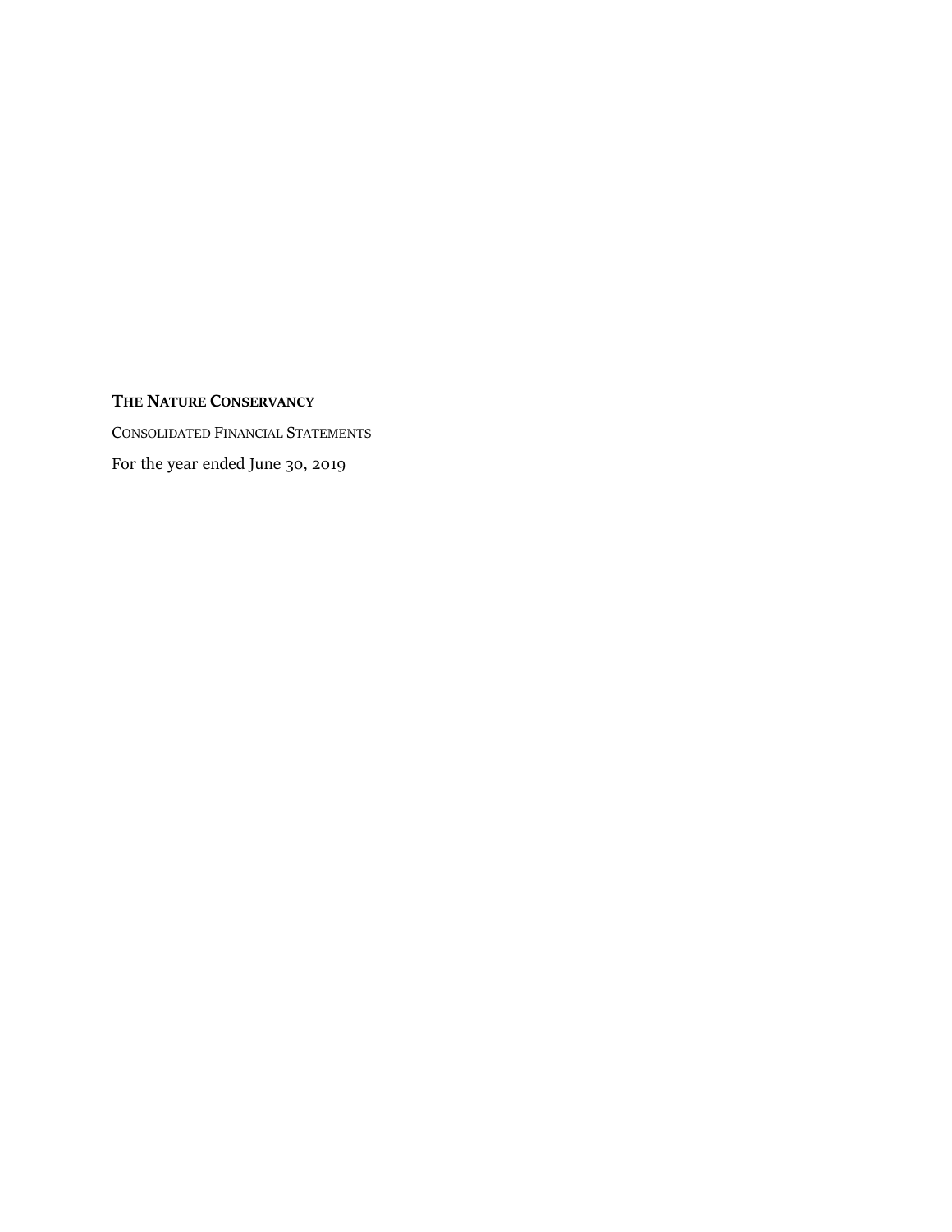**THE NATURE CONSERVANCY**

CONSOLIDATED FINANCIAL STATEMENTS

For the year ended June 30, 2019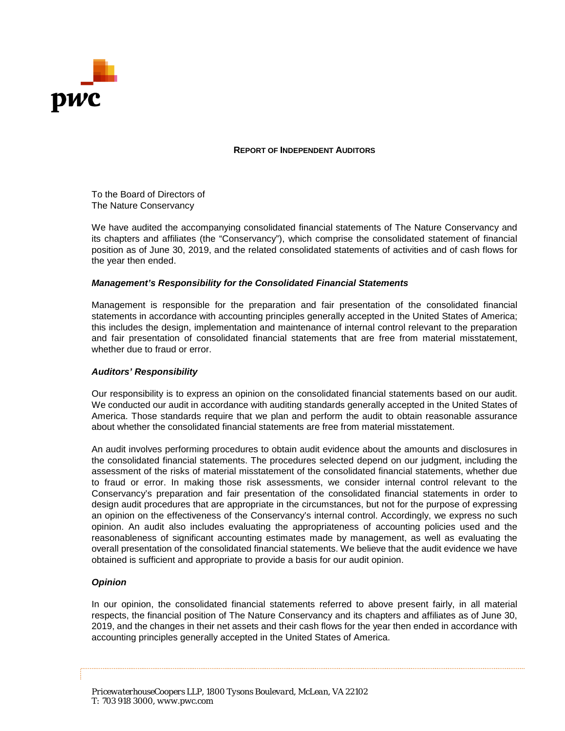## REPORT OF INDEPENDENT AUDITORS

To the Board of Directors of
The Nature Conservancy

We have audited the accompanying consolidated financial statements of The Nature Conservancy and its chapters and affiliates (the "Conservancy"), which comprise the consolidated statement of financial position as of June 30, 2019, and the related consolidated statements of activities and of cash flows for the year then ended.

### *Management's Responsibility for the Consolidated Financial Statements*

Management is responsible for the preparation and fair presentation of the consolidated financial statements in accordance with accounting principles generally accepted in the United States of America; this includes the design, implementation and maintenance of internal control relevant to the preparation and fair presentation of consolidated financial statements that are free from material misstatement, whether due to fraud or error.

### *Auditors' Responsibility*

Our responsibility is to express an opinion on the consolidated financial statements based on our audit. We conducted our audit in accordance with auditing standards generally accepted in the United States of America. Those standards require that we plan and perform the audit to obtain reasonable assurance about whether the consolidated financial statements are free from material misstatement.

An audit involves performing procedures to obtain audit evidence about the amounts and disclosures in the consolidated financial statements. The procedures selected depend on our judgment, including the assessment of the risks of material misstatement of the consolidated financial statements, whether due to fraud or error. In making those risk assessments, we consider internal control relevant to the Conservancy's preparation and fair presentation of the consolidated financial statements in order to design audit procedures that are appropriate in the circumstances, but not for the purpose of expressing an opinion on the effectiveness of the Conservancy's internal control. Accordingly, we express no such opinion. An audit also includes evaluating the appropriateness of accounting policies used and the reasonableness of significant accounting estimates made by management, as well as evaluating the overall presentation of the consolidated financial statements. We believe that the audit evidence we have obtained is sufficient and appropriate to provide a basis for our audit opinion.

### *Opinion*

In our opinion, the consolidated financial statements referred to above present fairly, in all material respects, the financial position of The Nature Conservancy and its chapters and affiliates as of June 30, 2019, and the changes in their net assets and their cash flows for the year then ended in accordance with accounting principles generally accepted in the United States of America.

*PricewaterhouseCoopers LLP, 1800 Tysons Boulevard, McLean, VA 22102*
*T: 703 918 3000, www.pwc.com*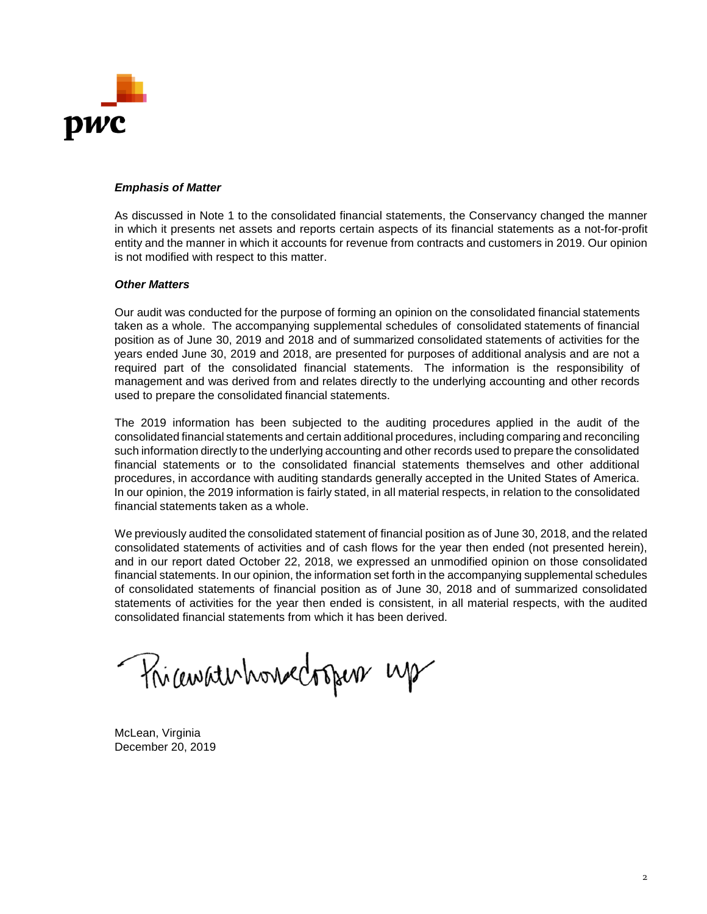### *Emphasis of Matter*

As discussed in Note 1 to the consolidated financial statements, the Conservancy changed the manner in which it presents net assets and reports certain aspects of its financial statements as a not-for-profit entity and the manner in which it accounts for revenue from contracts and customers in 2019. Our opinion is not modified with respect to this matter.

### *Other Matters*

Our audit was conducted for the purpose of forming an opinion on the consolidated financial statements taken as a whole. The accompanying supplemental schedules of consolidated statements of financial position as of June 30, 2019 and 2018 and of summarized consolidated statements of activities for the years ended June 30, 2019 and 2018, are presented for purposes of additional analysis and are not a required part of the consolidated financial statements. The information is the responsibility of management and was derived from and relates directly to the underlying accounting and other records used to prepare the consolidated financial statements.

The 2019 information has been subjected to the auditing procedures applied in the audit of the consolidated financial statements and certain additional procedures, including comparing and reconciling such information directly to the underlying accounting and other records used to prepare the consolidated financial statements or to the consolidated financial statements themselves and other additional procedures, in accordance with auditing standards generally accepted in the United States of America. In our opinion, the 2019 information is fairly stated, in all material respects, in relation to the consolidated financial statements taken as a whole.

We previously audited the consolidated statement of financial position as of June 30, 2018, and the related consolidated statements of activities and of cash flows for the year then ended (not presented herein), and in our report dated October 22, 2018, we expressed an unmodified opinion on those consolidated financial statements. In our opinion, the information set forth in the accompanying supplemental schedules of consolidated statements of financial position as of June 30, 2018 and of summarized consolidated statements of activities for the year then ended is consistent, in all material respects, with the audited consolidated financial statements from which it has been derived.

PricewaterhouseCoopers LLP

McLean, Virginia
December 20, 2019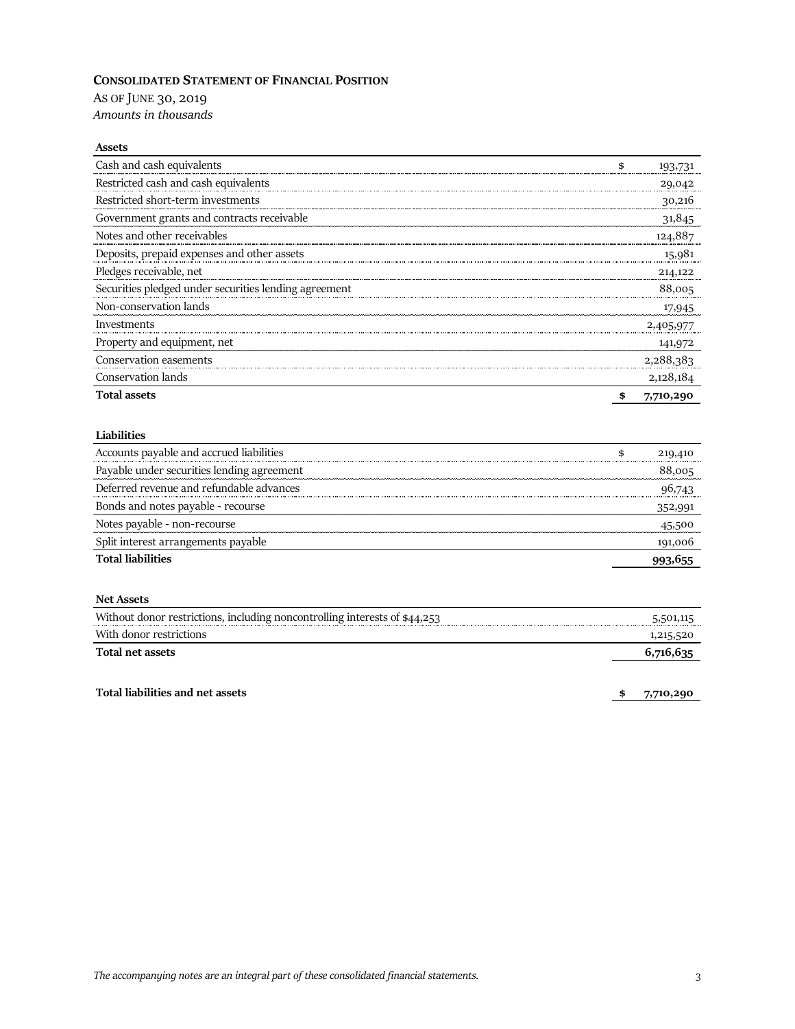## **Consolidated Statement of Financial Position**

As of June 30, 2019

*Amounts in thousands*

| **Assets** | |
|---|---|
| Cash and cash equivalents | $ 193,731 |
| Restricted cash and cash equivalents | 29,042 |
| Restricted short-term investments | 30,216 |
| Government grants and contracts receivable | 31,845 |
| Notes and other receivables | 124,887 |
| Deposits, prepaid expenses and other assets | 15,981 |
| Pledges receivable, net | 214,122 |
| Securities pledged under securities lending agreement | 88,005 |
| Non-conservation lands | 17,945 |
| Investments | 2,405,977 |
| Property and equipment, net | 141,972 |
| Conservation easements | 2,288,383 |
| Conservation lands | 2,128,184 |
| **Total assets** | **$ 7,710,290** |

| **Liabilities** | |
|---|---|
| Accounts payable and accrued liabilities | $ 219,410 |
| Payable under securities lending agreement | 88,005 |
| Deferred revenue and refundable advances | 96,743 |
| Bonds and notes payable - recourse | 352,991 |
| Notes payable - non-recourse | 45,500 |
| Split interest arrangements payable | 191,006 |
| **Total liabilities** | **993,655** |

| **Net Assets** | |
|---|---|
| Without donor restrictions, including noncontrolling interests of $44,253 | 5,501,115 |
| With donor restrictions | 1,215,520 |
| **Total net assets** | **6,716,635** |
| | |
| **Total liabilities and net assets** | **$ 7,710,290** |

*The accompanying notes are an integral part of these consolidated financial statements.*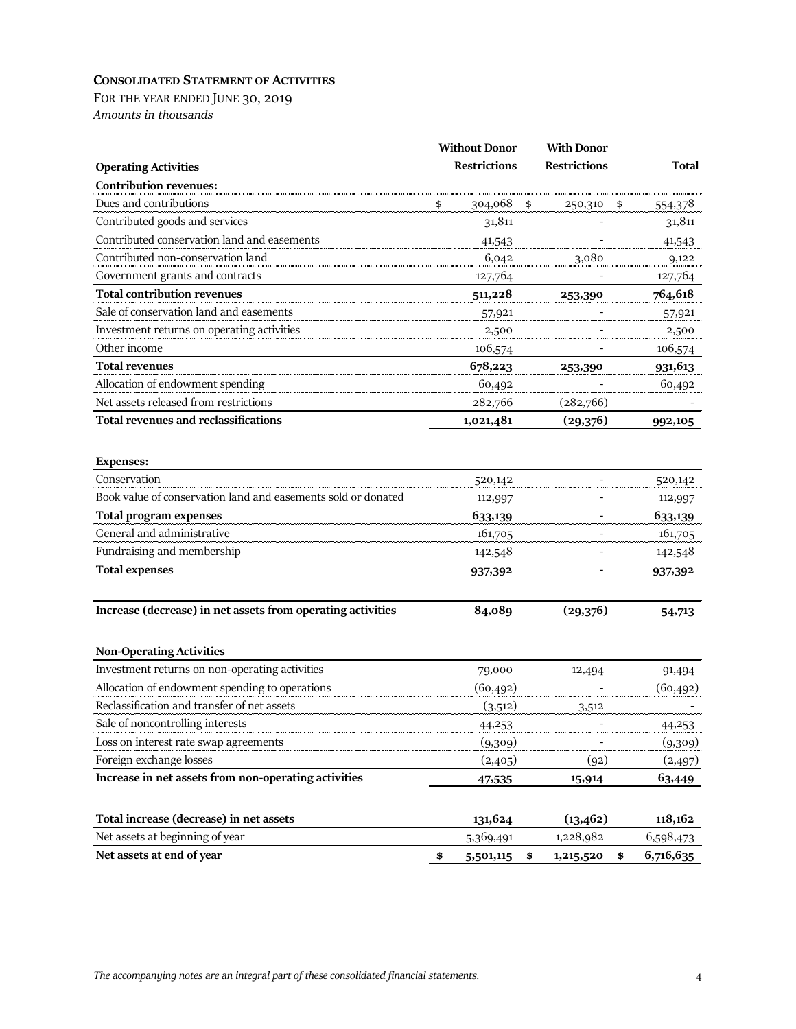**CONSOLIDATED STATEMENT OF ACTIVITIES**

FOR THE YEAR ENDED JUNE 30, 2019

*Amounts in thousands*

| Operating Activities | Without Donor Restrictions | With Donor Restrictions | Total |
|---|---|---|---|
| **Contribution revenues:** | | | |
| Dues and contributions | $ 304,068 | $ 250,310 | $ 554,378 |
| Contributed goods and services | 31,811 | - | 31,811 |
| Contributed conservation land and easements | 41,543 | - | 41,543 |
| Contributed non-conservation land | 6,042 | 3,080 | 9,122 |
| Government grants and contracts | 127,764 | - | 127,764 |
| **Total contribution revenues** | **511,228** | **253,390** | **764,618** |
| Sale of conservation land and easements | 57,921 | - | 57,921 |
| Investment returns on operating activities | 2,500 | - | 2,500 |
| Other income | 106,574 | - | 106,574 |
| **Total revenues** | **678,223** | **253,390** | **931,613** |
| Allocation of endowment spending | 60,492 | - | 60,492 |
| Net assets released from restrictions | 282,766 | (282,766) | - |
| **Total revenues and reclassifications** | **1,021,481** | **(29,376)** | **992,105** |
| | | | |
| **Expenses:** | | | |
| Conservation | 520,142 | - | 520,142 |
| Book value of conservation land and easements sold or donated | 112,997 | - | 112,997 |
| **Total program expenses** | **633,139** | **-** | **633,139** |
| General and administrative | 161,705 | - | 161,705 |
| Fundraising and membership | 142,548 | - | 142,548 |
| **Total expenses** | **937,392** | **-** | **937,392** |
| | | | |
| **Increase (decrease) in net assets from operating activities** | **84,089** | **(29,376)** | **54,713** |
| | | | |
| **Non-Operating Activities** | | | |
| Investment returns on non-operating activities | 79,000 | 12,494 | 91,494 |
| Allocation of endowment spending to operations | (60,492) | - | (60,492) |
| Reclassification and transfer of net assets | (3,512) | 3,512 | - |
| Sale of noncontrolling interests | 44,253 | - | 44,253 |
| Loss on interest rate swap agreements | (9,309) | - | (9,309) |
| Foreign exchange losses | (2,405) | (92) | (2,497) |
| **Increase in net assets from non-operating activities** | **47,535** | **15,914** | **63,449** |
| | | | |
| **Total increase (decrease) in net assets** | **131,624** | **(13,462)** | **118,162** |
| Net assets at beginning of year | 5,369,491 | 1,228,982 | 6,598,473 |
| **Net assets at end of year** | **$ 5,501,115** | **$ 1,215,520** | **$ 6,716,635** |

*The accompanying notes are an integral part of these consolidated financial statements.*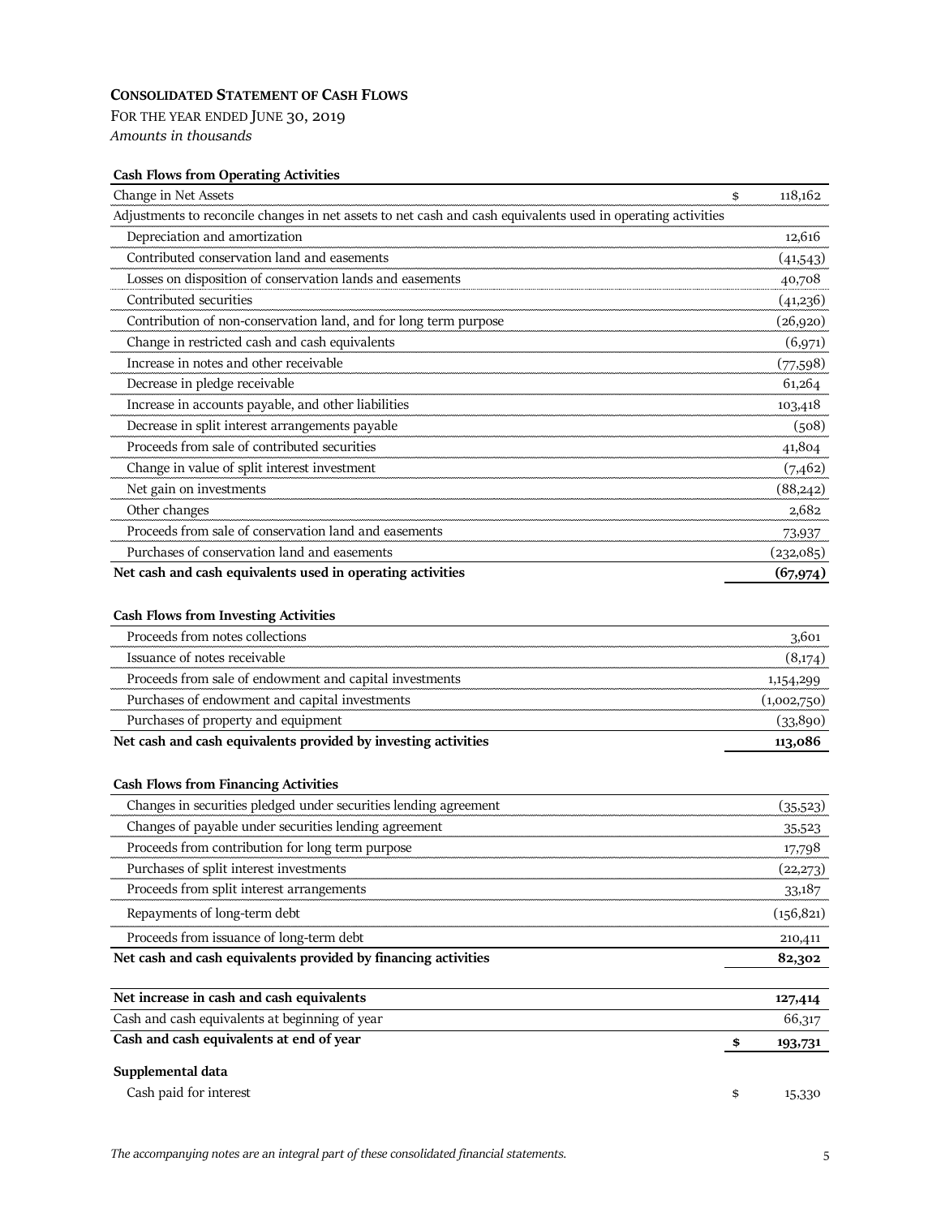# CONSOLIDATED STATEMENT OF CASH FLOWS

FOR THE YEAR ENDED JUNE 30, 2019

*Amounts in thousands*

**Cash Flows from Operating Activities**

| | |
|---|---|
| Change in Net Assets | $ 118,162 |
| Adjustments to reconcile changes in net assets to net cash and cash equivalents used in operating activities | |
| Depreciation and amortization | 12,616 |
| Contributed conservation land and easements | (41,543) |
| Losses on disposition of conservation lands and easements | 40,708 |
| Contributed securities | (41,236) |
| Contribution of non-conservation land, and for long term purpose | (26,920) |
| Change in restricted cash and cash equivalents | (6,971) |
| Increase in notes and other receivable | (77,598) |
| Decrease in pledge receivable | 61,264 |
| Increase in accounts payable, and other liabilities | 103,418 |
| Decrease in split interest arrangements payable | (508) |
| Proceeds from sale of contributed securities | 41,804 |
| Change in value of split interest investment | (7,462) |
| Net gain on investments | (88,242) |
| Other changes | 2,682 |
| Proceeds from sale of conservation land and easements | 73,937 |
| Purchases of conservation land and easements | (232,085) |
| **Net cash and cash equivalents used in operating activities** | **(67,974)** |

**Cash Flows from Investing Activities**

| | |
|---|---|
| Proceeds from notes collections | 3,601 |
| Issuance of notes receivable | (8,174) |
| Proceeds from sale of endowment and capital investments | 1,154,299 |
| Purchases of endowment and capital investments | (1,002,750) |
| Purchases of property and equipment | (33,890) |
| **Net cash and cash equivalents provided by investing activities** | **113,086** |

**Cash Flows from Financing Activities**

| | |
|---|---|
| Changes in securities pledged under securities lending agreement | (35,523) |
| Changes of payable under securities lending agreement | 35,523 |
| Proceeds from contribution for long term purpose | 17,798 |
| Purchases of split interest investments | (22,273) |
| Proceeds from split interest arrangements | 33,187 |
| Repayments of long-term debt | (156,821) |
| Proceeds from issuance of long-term debt | 210,411 |
| **Net cash and cash equivalents provided by financing activities** | **82,302** |

| | |
|---|---|
| **Net increase in cash and cash equivalents** | **127,414** |
| Cash and cash equivalents at beginning of year | 66,317 |
| **Cash and cash equivalents at end of year** | **$ 193,731** |

**Supplemental data**

| | |
|---|---|
| Cash paid for interest | $ 15,330 |

*The accompanying notes are an integral part of these consolidated financial statements.*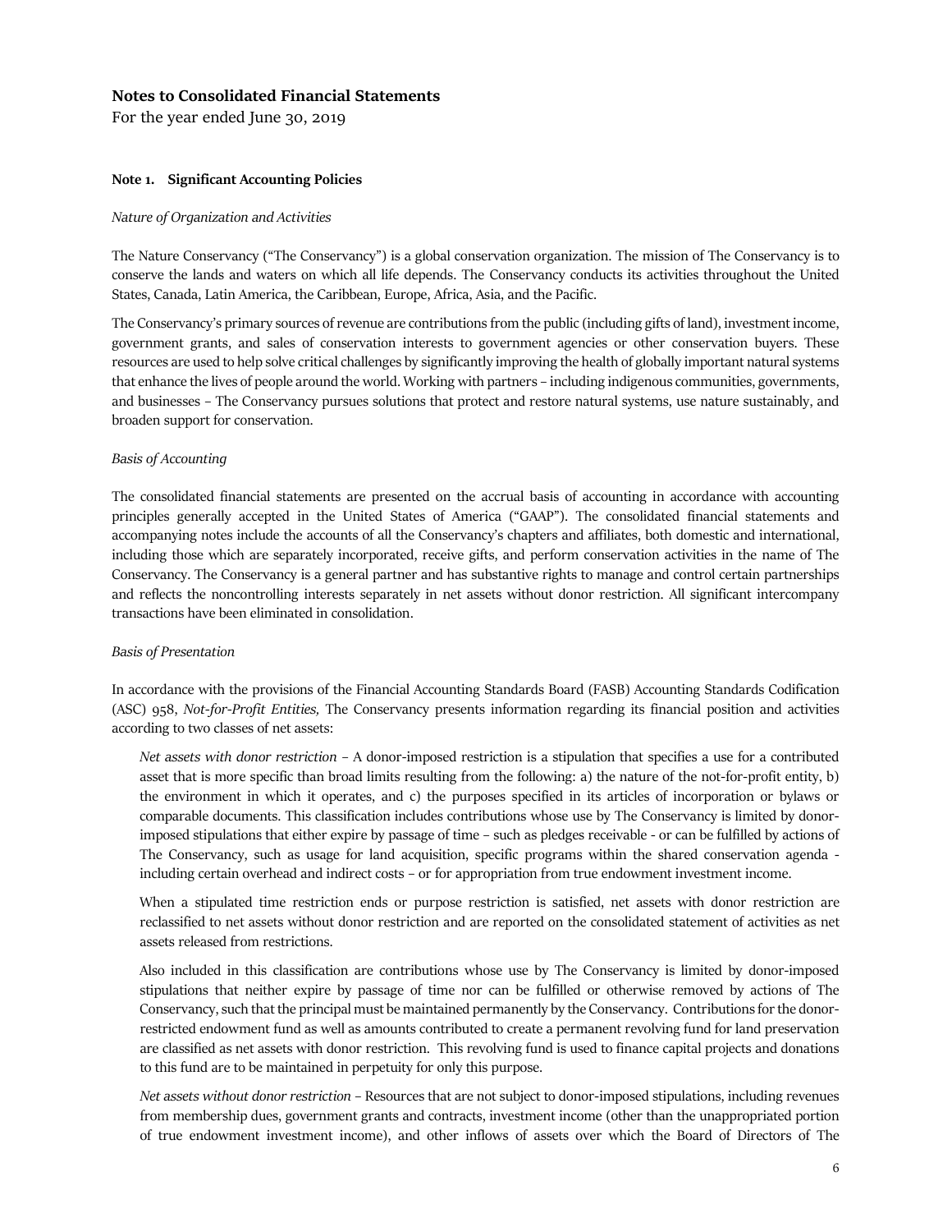# Notes to Consolidated Financial Statements

For the year ended June 30, 2019

## Note 1. Significant Accounting Policies

*Nature of Organization and Activities*

The Nature Conservancy ("The Conservancy") is a global conservation organization. The mission of The Conservancy is to conserve the lands and waters on which all life depends. The Conservancy conducts its activities throughout the United States, Canada, Latin America, the Caribbean, Europe, Africa, Asia, and the Pacific.

The Conservancy's primary sources of revenue are contributions from the public (including gifts of land), investment income, government grants, and sales of conservation interests to government agencies or other conservation buyers. These resources are used to help solve critical challenges by significantly improving the health of globally important natural systems that enhance the lives of people around the world. Working with partners – including indigenous communities, governments, and businesses – The Conservancy pursues solutions that protect and restore natural systems, use nature sustainably, and broaden support for conservation.

*Basis of Accounting*

The consolidated financial statements are presented on the accrual basis of accounting in accordance with accounting principles generally accepted in the United States of America ("GAAP"). The consolidated financial statements and accompanying notes include the accounts of all the Conservancy's chapters and affiliates, both domestic and international, including those which are separately incorporated, receive gifts, and perform conservation activities in the name of The Conservancy. The Conservancy is a general partner and has substantive rights to manage and control certain partnerships and reflects the noncontrolling interests separately in net assets without donor restriction. All significant intercompany transactions have been eliminated in consolidation.

*Basis of Presentation*

In accordance with the provisions of the Financial Accounting Standards Board (FASB) Accounting Standards Codification (ASC) 958, *Not-for-Profit Entities,* The Conservancy presents information regarding its financial position and activities according to two classes of net assets:

*Net assets with donor restriction* – A donor-imposed restriction is a stipulation that specifies a use for a contributed asset that is more specific than broad limits resulting from the following: a) the nature of the not-for-profit entity, b) the environment in which it operates, and c) the purposes specified in its articles of incorporation or bylaws or comparable documents. This classification includes contributions whose use by The Conservancy is limited by donor-imposed stipulations that either expire by passage of time – such as pledges receivable - or can be fulfilled by actions of The Conservancy, such as usage for land acquisition, specific programs within the shared conservation agenda - including certain overhead and indirect costs – or for appropriation from true endowment investment income.

When a stipulated time restriction ends or purpose restriction is satisfied, net assets with donor restriction are reclassified to net assets without donor restriction and are reported on the consolidated statement of activities as net assets released from restrictions.

Also included in this classification are contributions whose use by The Conservancy is limited by donor-imposed stipulations that neither expire by passage of time nor can be fulfilled or otherwise removed by actions of The Conservancy, such that the principal must be maintained permanently by the Conservancy. Contributions for the donor-restricted endowment fund as well as amounts contributed to create a permanent revolving fund for land preservation are classified as net assets with donor restriction. This revolving fund is used to finance capital projects and donations to this fund are to be maintained in perpetuity for only this purpose.

*Net assets without donor restriction* – Resources that are not subject to donor-imposed stipulations, including revenues from membership dues, government grants and contracts, investment income (other than the unappropriated portion of true endowment investment income), and other inflows of assets over which the Board of Directors of The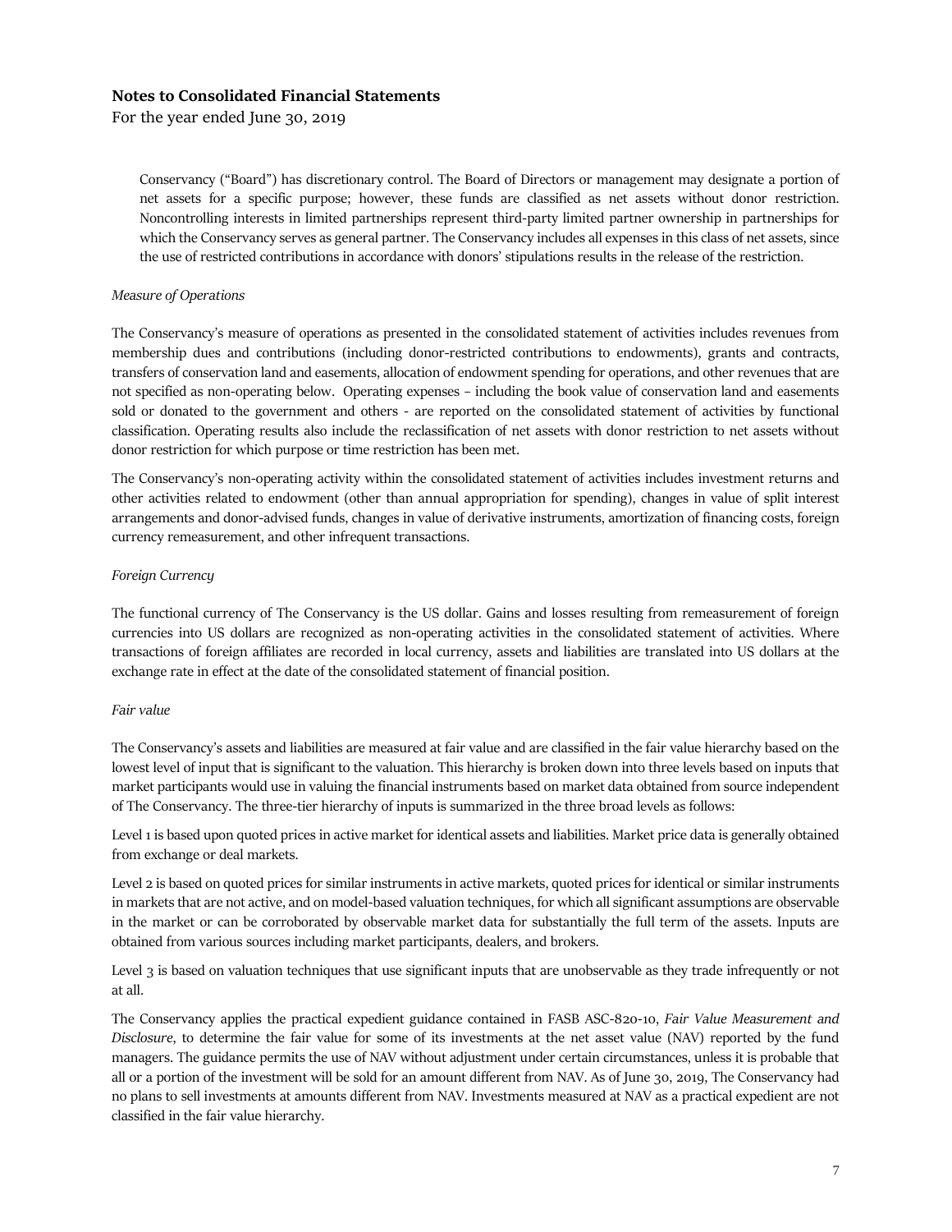Conservancy ("Board") has discretionary control. The Board of Directors or management may designate a portion of net assets for a specific purpose; however, these funds are classified as net assets without donor restriction. Noncontrolling interests in limited partnerships represent third-party limited partner ownership in partnerships for which the Conservancy serves as general partner. The Conservancy includes all expenses in this class of net assets, since the use of restricted contributions in accordance with donors' stipulations results in the release of the restriction.

*Measure of Operations*

The Conservancy's measure of operations as presented in the consolidated statement of activities includes revenues from membership dues and contributions (including donor-restricted contributions to endowments), grants and contracts, transfers of conservation land and easements, allocation of endowment spending for operations, and other revenues that are not specified as non-operating below. Operating expenses – including the book value of conservation land and easements sold or donated to the government and others - are reported on the consolidated statement of activities by functional classification. Operating results also include the reclassification of net assets with donor restriction to net assets without donor restriction for which purpose or time restriction has been met.

The Conservancy's non-operating activity within the consolidated statement of activities includes investment returns and other activities related to endowment (other than annual appropriation for spending), changes in value of split interest arrangements and donor-advised funds, changes in value of derivative instruments, amortization of financing costs, foreign currency remeasurement, and other infrequent transactions.

*Foreign Currency*

The functional currency of The Conservancy is the US dollar. Gains and losses resulting from remeasurement of foreign currencies into US dollars are recognized as non-operating activities in the consolidated statement of activities. Where transactions of foreign affiliates are recorded in local currency, assets and liabilities are translated into US dollars at the exchange rate in effect at the date of the consolidated statement of financial position.

*Fair value*

The Conservancy's assets and liabilities are measured at fair value and are classified in the fair value hierarchy based on the lowest level of input that is significant to the valuation. This hierarchy is broken down into three levels based on inputs that market participants would use in valuing the financial instruments based on market data obtained from source independent of The Conservancy. The three-tier hierarchy of inputs is summarized in the three broad levels as follows:

Level 1 is based upon quoted prices in active market for identical assets and liabilities. Market price data is generally obtained from exchange or deal markets.

Level 2 is based on quoted prices for similar instruments in active markets, quoted prices for identical or similar instruments in markets that are not active, and on model-based valuation techniques, for which all significant assumptions are observable in the market or can be corroborated by observable market data for substantially the full term of the assets. Inputs are obtained from various sources including market participants, dealers, and brokers.

Level 3 is based on valuation techniques that use significant inputs that are unobservable as they trade infrequently or not at all.

The Conservancy applies the practical expedient guidance contained in FASB ASC-820-10, *Fair Value Measurement and Disclosure*, to determine the fair value for some of its investments at the net asset value (NAV) reported by the fund managers. The guidance permits the use of NAV without adjustment under certain circumstances, unless it is probable that all or a portion of the investment will be sold for an amount different from NAV. As of June 30, 2019, The Conservancy had no plans to sell investments at amounts different from NAV. Investments measured at NAV as a practical expedient are not classified in the fair value hierarchy.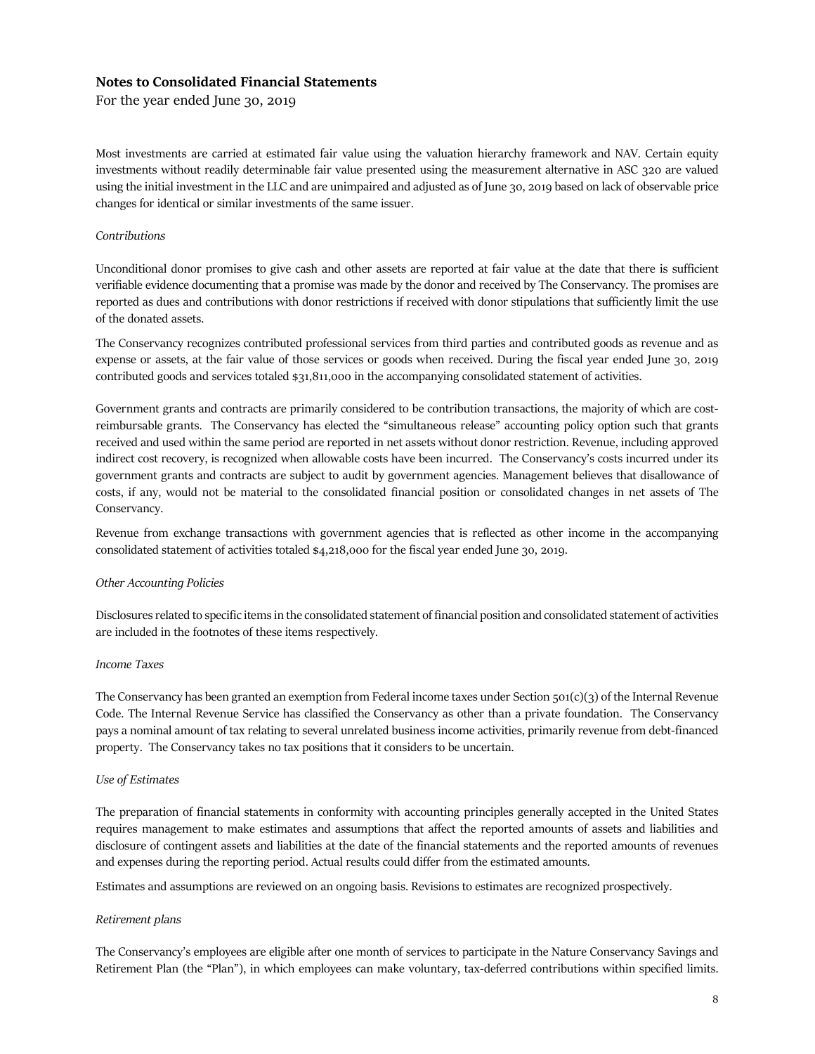## Notes to Consolidated Financial Statements

For the year ended June 30, 2019

Most investments are carried at estimated fair value using the valuation hierarchy framework and NAV. Certain equity investments without readily determinable fair value presented using the measurement alternative in ASC 320 are valued using the initial investment in the LLC and are unimpaired and adjusted as of June 30, 2019 based on lack of observable price changes for identical or similar investments of the same issuer.

*Contributions*

Unconditional donor promises to give cash and other assets are reported at fair value at the date that there is sufficient verifiable evidence documenting that a promise was made by the donor and received by The Conservancy. The promises are reported as dues and contributions with donor restrictions if received with donor stipulations that sufficiently limit the use of the donated assets.

The Conservancy recognizes contributed professional services from third parties and contributed goods as revenue and as expense or assets, at the fair value of those services or goods when received. During the fiscal year ended June 30, 2019 contributed goods and services totaled $31,811,000 in the accompanying consolidated statement of activities.

Government grants and contracts are primarily considered to be contribution transactions, the majority of which are cost-reimbursable grants. The Conservancy has elected the "simultaneous release" accounting policy option such that grants received and used within the same period are reported in net assets without donor restriction. Revenue, including approved indirect cost recovery, is recognized when allowable costs have been incurred. The Conservancy's costs incurred under its government grants and contracts are subject to audit by government agencies. Management believes that disallowance of costs, if any, would not be material to the consolidated financial position or consolidated changes in net assets of The Conservancy.

Revenue from exchange transactions with government agencies that is reflected as other income in the accompanying consolidated statement of activities totaled $4,218,000 for the fiscal year ended June 30, 2019.

*Other Accounting Policies*

Disclosures related to specific items in the consolidated statement of financial position and consolidated statement of activities are included in the footnotes of these items respectively.

*Income Taxes*

The Conservancy has been granted an exemption from Federal income taxes under Section 501(c)(3) of the Internal Revenue Code. The Internal Revenue Service has classified the Conservancy as other than a private foundation. The Conservancy pays a nominal amount of tax relating to several unrelated business income activities, primarily revenue from debt-financed property. The Conservancy takes no tax positions that it considers to be uncertain.

*Use of Estimates*

The preparation of financial statements in conformity with accounting principles generally accepted in the United States requires management to make estimates and assumptions that affect the reported amounts of assets and liabilities and disclosure of contingent assets and liabilities at the date of the financial statements and the reported amounts of revenues and expenses during the reporting period. Actual results could differ from the estimated amounts.

Estimates and assumptions are reviewed on an ongoing basis. Revisions to estimates are recognized prospectively.

*Retirement plans*

The Conservancy's employees are eligible after one month of services to participate in the Nature Conservancy Savings and Retirement Plan (the "Plan"), in which employees can make voluntary, tax-deferred contributions within specified limits.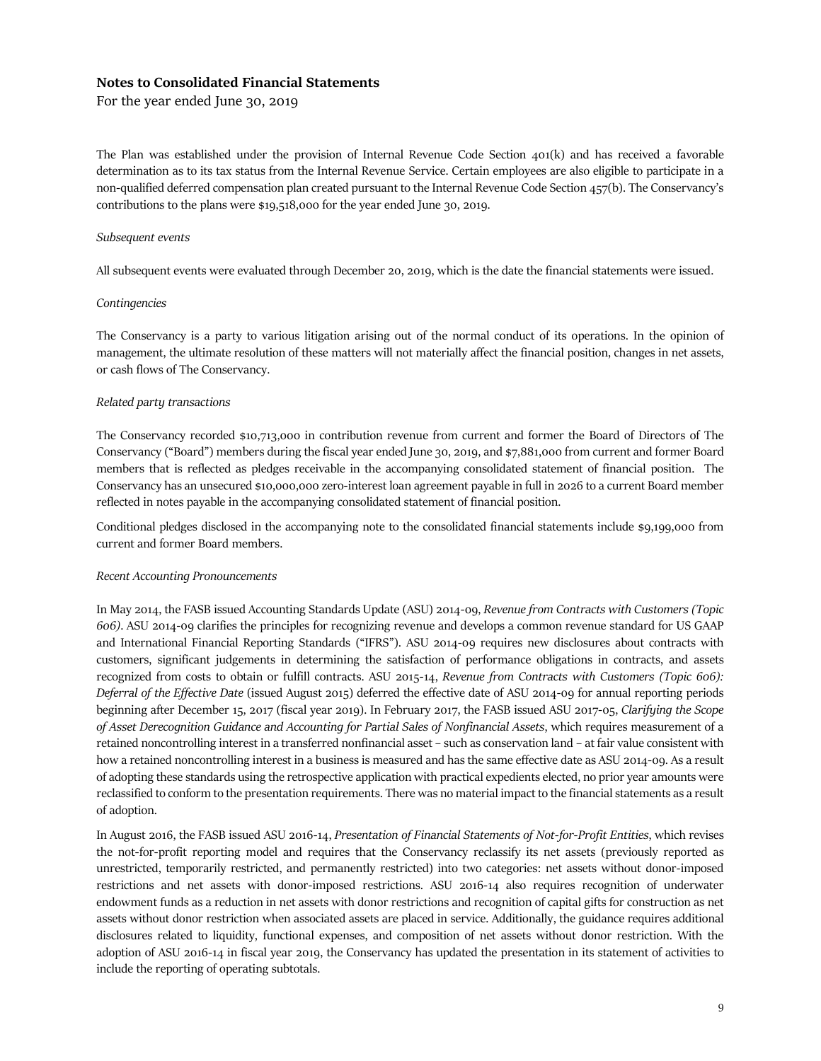**Notes to Consolidated Financial Statements**

For the year ended June 30, 2019

The Plan was established under the provision of Internal Revenue Code Section 401(k) and has received a favorable determination as to its tax status from the Internal Revenue Service. Certain employees are also eligible to participate in a non-qualified deferred compensation plan created pursuant to the Internal Revenue Code Section 457(b). The Conservancy's contributions to the plans were $19,518,000 for the year ended June 30, 2019.

*Subsequent events*

All subsequent events were evaluated through December 20, 2019, which is the date the financial statements were issued.

*Contingencies*

The Conservancy is a party to various litigation arising out of the normal conduct of its operations. In the opinion of management, the ultimate resolution of these matters will not materially affect the financial position, changes in net assets, or cash flows of The Conservancy.

*Related party transactions*

The Conservancy recorded $10,713,000 in contribution revenue from current and former the Board of Directors of The Conservancy ("Board") members during the fiscal year ended June 30, 2019, and $7,881,000 from current and former Board members that is reflected as pledges receivable in the accompanying consolidated statement of financial position. The Conservancy has an unsecured $10,000,000 zero-interest loan agreement payable in full in 2026 to a current Board member reflected in notes payable in the accompanying consolidated statement of financial position.

Conditional pledges disclosed in the accompanying note to the consolidated financial statements include $9,199,000 from current and former Board members.

*Recent Accounting Pronouncements*

In May 2014, the FASB issued Accounting Standards Update (ASU) 2014-09, *Revenue from Contracts with Customers (Topic 606)*. ASU 2014-09 clarifies the principles for recognizing revenue and develops a common revenue standard for US GAAP and International Financial Reporting Standards ("IFRS"). ASU 2014-09 requires new disclosures about contracts with customers, significant judgements in determining the satisfaction of performance obligations in contracts, and assets recognized from costs to obtain or fulfill contracts. ASU 2015-14, *Revenue from Contracts with Customers (Topic 606): Deferral of the Effective Date* (issued August 2015) deferred the effective date of ASU 2014-09 for annual reporting periods beginning after December 15, 2017 (fiscal year 2019). In February 2017, the FASB issued ASU 2017-05, *Clarifying the Scope of Asset Derecognition Guidance and Accounting for Partial Sales of Nonfinancial Assets*, which requires measurement of a retained noncontrolling interest in a transferred nonfinancial asset – such as conservation land – at fair value consistent with how a retained noncontrolling interest in a business is measured and has the same effective date as ASU 2014-09. As a result of adopting these standards using the retrospective application with practical expedients elected, no prior year amounts were reclassified to conform to the presentation requirements. There was no material impact to the financial statements as a result of adoption.

In August 2016, the FASB issued ASU 2016-14, *Presentation of Financial Statements of Not-for-Profit Entities*, which revises the not-for-profit reporting model and requires that the Conservancy reclassify its net assets (previously reported as unrestricted, temporarily restricted, and permanently restricted) into two categories: net assets without donor-imposed restrictions and net assets with donor-imposed restrictions. ASU 2016-14 also requires recognition of underwater endowment funds as a reduction in net assets with donor restrictions and recognition of capital gifts for construction as net assets without donor restriction when associated assets are placed in service. Additionally, the guidance requires additional disclosures related to liquidity, functional expenses, and composition of net assets without donor restriction. With the adoption of ASU 2016-14 in fiscal year 2019, the Conservancy has updated the presentation in its statement of activities to include the reporting of operating subtotals.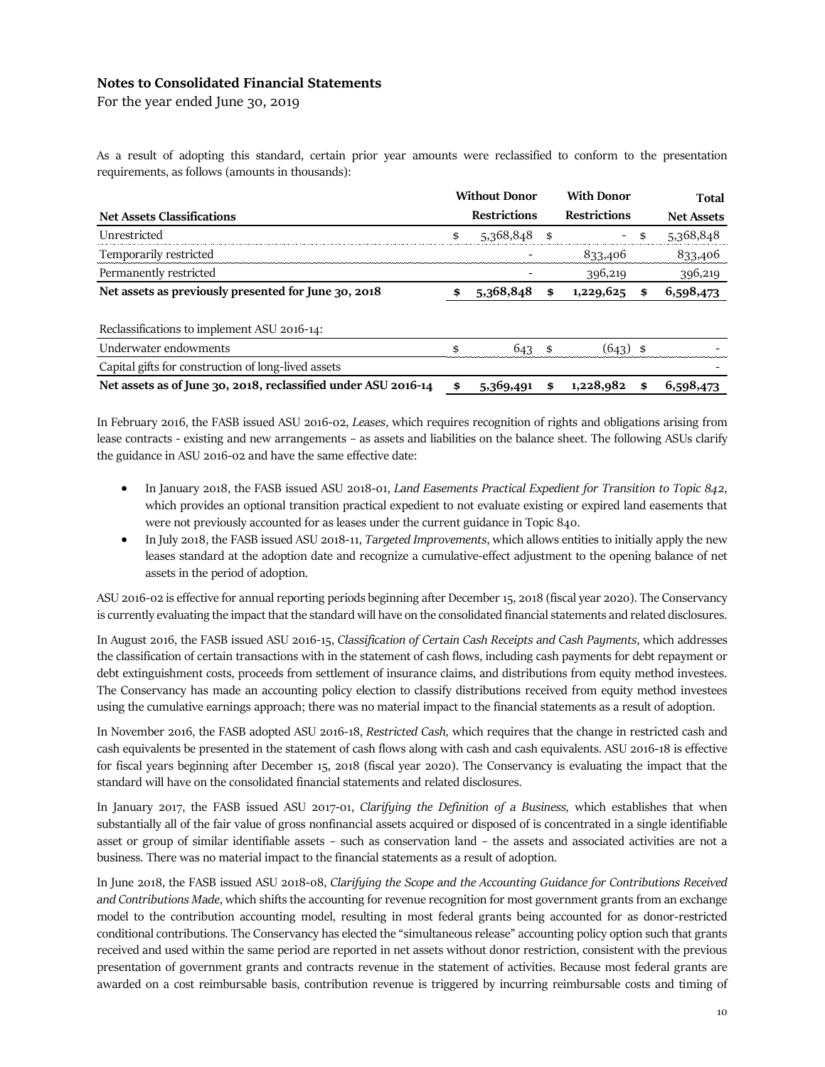**Notes to Consolidated Financial Statements**

For the year ended June 30, 2019

As a result of adopting this standard, certain prior year amounts were reclassified to conform to the presentation requirements, as follows (amounts in thousands):

| Net Assets Classifications | Without Donor Restrictions | With Donor Restrictions | Total Net Assets |
|---|---|---|---|
| Unrestricted | $ 5,368,848 | $ - | $ 5,368,848 |
| Temporarily restricted | - | 833,406 | 833,406 |
| Permanently restricted | - | 396,219 | 396,219 |
| **Net assets as previously presented for June 30, 2018** | **$ 5,368,848** | **$ 1,229,625** | **$ 6,598,473** |
| | | | |
| Reclassifications to implement ASU 2016-14: | | | |
| Underwater endowments | $ 643 | $ (643) | $ - |
| Capital gifts for construction of long-lived assets | | | - |
| **Net assets as of June 30, 2018, reclassified under ASU 2016-14** | **$ 5,369,491** | **$ 1,228,982** | **$ 6,598,473** |

In February 2016, the FASB issued ASU 2016-02, *Leases*, which requires recognition of rights and obligations arising from lease contracts - existing and new arrangements – as assets and liabilities on the balance sheet. The following ASUs clarify the guidance in ASU 2016-02 and have the same effective date:

- In January 2018, the FASB issued ASU 2018-01, *Land Easements Practical Expedient for Transition to Topic 842*, which provides an optional transition practical expedient to not evaluate existing or expired land easements that were not previously accounted for as leases under the current guidance in Topic 840.
- In July 2018, the FASB issued ASU 2018-11, *Targeted Improvements*, which allows entities to initially apply the new leases standard at the adoption date and recognize a cumulative-effect adjustment to the opening balance of net assets in the period of adoption.

ASU 2016-02 is effective for annual reporting periods beginning after December 15, 2018 (fiscal year 2020). The Conservancy is currently evaluating the impact that the standard will have on the consolidated financial statements and related disclosures.

In August 2016, the FASB issued ASU 2016-15, *Classification of Certain Cash Receipts and Cash Payments*, which addresses the classification of certain transactions with in the statement of cash flows, including cash payments for debt repayment or debt extinguishment costs, proceeds from settlement of insurance claims, and distributions from equity method investees. The Conservancy has made an accounting policy election to classify distributions received from equity method investees using the cumulative earnings approach; there was no material impact to the financial statements as a result of adoption.

In November 2016, the FASB adopted ASU 2016-18, *Restricted Cash,* which requires that the change in restricted cash and cash equivalents be presented in the statement of cash flows along with cash and cash equivalents. ASU 2016-18 is effective for fiscal years beginning after December 15, 2018 (fiscal year 2020). The Conservancy is evaluating the impact that the standard will have on the consolidated financial statements and related disclosures.

In January 2017, the FASB issued ASU 2017-01, *Clarifying the Definition of a Business,* which establishes that when substantially all of the fair value of gross nonfinancial assets acquired or disposed of is concentrated in a single identifiable asset or group of similar identifiable assets – such as conservation land – the assets and associated activities are not a business. There was no material impact to the financial statements as a result of adoption.

In June 2018, the FASB issued ASU 2018-08, *Clarifying the Scope and the Accounting Guidance for Contributions Received and Contributions Made*, which shifts the accounting for revenue recognition for most government grants from an exchange model to the contribution accounting model, resulting in most federal grants being accounted for as donor-restricted conditional contributions. The Conservancy has elected the "simultaneous release" accounting policy option such that grants received and used within the same period are reported in net assets without donor restriction, consistent with the previous presentation of government grants and contracts revenue in the statement of activities. Because most federal grants are awarded on a cost reimbursable basis, contribution revenue is triggered by incurring reimbursable costs and timing of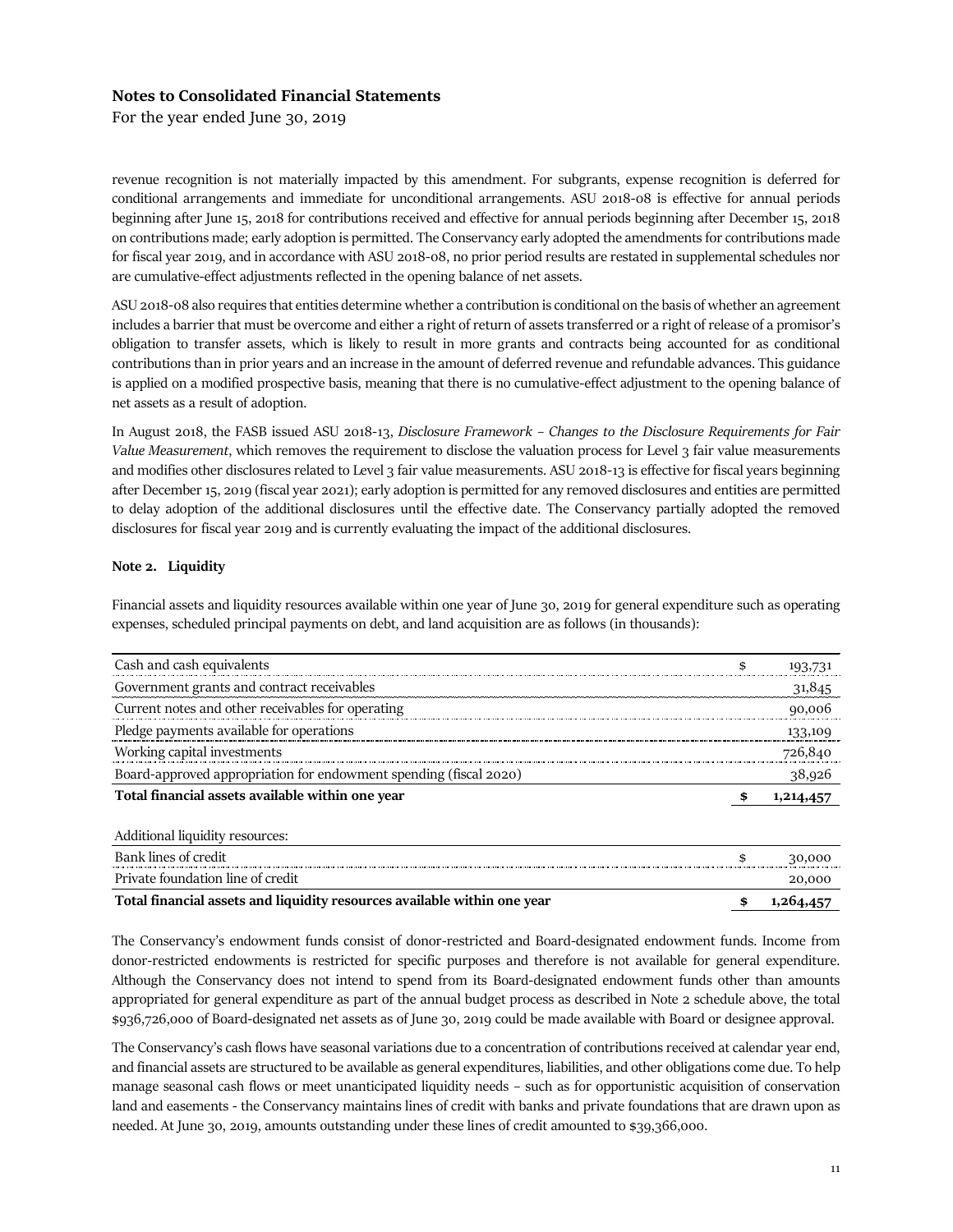## Notes to Consolidated Financial Statements

For the year ended June 30, 2019

revenue recognition is not materially impacted by this amendment. For subgrants, expense recognition is deferred for conditional arrangements and immediate for unconditional arrangements. ASU 2018-08 is effective for annual periods beginning after June 15, 2018 for contributions received and effective for annual periods beginning after December 15, 2018 on contributions made; early adoption is permitted. The Conservancy early adopted the amendments for contributions made for fiscal year 2019, and in accordance with ASU 2018-08, no prior period results are restated in supplemental schedules nor are cumulative-effect adjustments reflected in the opening balance of net assets.

ASU 2018-08 also requires that entities determine whether a contribution is conditional on the basis of whether an agreement includes a barrier that must be overcome and either a right of return of assets transferred or a right of release of a promisor's obligation to transfer assets, which is likely to result in more grants and contracts being accounted for as conditional contributions than in prior years and an increase in the amount of deferred revenue and refundable advances. This guidance is applied on a modified prospective basis, meaning that there is no cumulative-effect adjustment to the opening balance of net assets as a result of adoption.

In August 2018, the FASB issued ASU 2018-13, *Disclosure Framework – Changes to the Disclosure Requirements for Fair Value Measurement*, which removes the requirement to disclose the valuation process for Level 3 fair value measurements and modifies other disclosures related to Level 3 fair value measurements. ASU 2018-13 is effective for fiscal years beginning after December 15, 2019 (fiscal year 2021); early adoption is permitted for any removed disclosures and entities are permitted to delay adoption of the additional disclosures until the effective date. The Conservancy partially adopted the removed disclosures for fiscal year 2019 and is currently evaluating the impact of the additional disclosures.

**Note 2. Liquidity**

Financial assets and liquidity resources available within one year of June 30, 2019 for general expenditure such as operating expenses, scheduled principal payments on debt, and land acquisition are as follows (in thousands):

| | | |
|---|---|---|
| Cash and cash equivalents | $ | 193,731 |
| Government grants and contract receivables | | 31,845 |
| Current notes and other receivables for operating | | 90,006 |
| Pledge payments available for operations | | 133,109 |
| Working capital investments | | 726,840 |
| Board-approved appropriation for endowment spending (fiscal 2020) | | 38,926 |
| **Total financial assets available within one year** | **$** | **1,214,457** |
| Additional liquidity resources: | | |
| Bank lines of credit | $ | 30,000 |
| Private foundation line of credit | | 20,000 |
| **Total financial assets and liquidity resources available within one year** | **$** | **1,264,457** |

The Conservancy's endowment funds consist of donor-restricted and Board-designated endowment funds. Income from donor-restricted endowments is restricted for specific purposes and therefore is not available for general expenditure. Although the Conservancy does not intend to spend from its Board-designated endowment funds other than amounts appropriated for general expenditure as part of the annual budget process as described in Note 2 schedule above, the total $936,726,000 of Board-designated net assets as of June 30, 2019 could be made available with Board or designee approval.

The Conservancy's cash flows have seasonal variations due to a concentration of contributions received at calendar year end, and financial assets are structured to be available as general expenditures, liabilities, and other obligations come due. To help manage seasonal cash flows or meet unanticipated liquidity needs – such as for opportunistic acquisition of conservation land and easements - the Conservancy maintains lines of credit with banks and private foundations that are drawn upon as needed. At June 30, 2019, amounts outstanding under these lines of credit amounted to $39,366,000.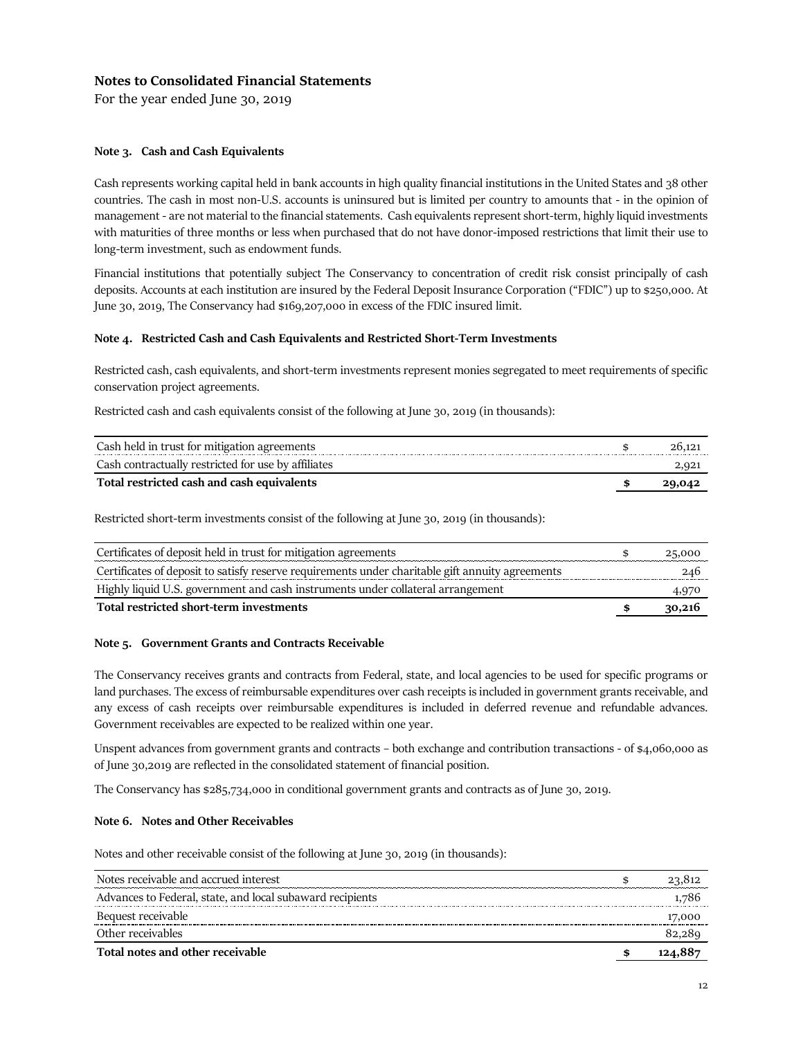# Notes to Consolidated Financial Statements

For the year ended June 30, 2019

### Note 3. Cash and Cash Equivalents

Cash represents working capital held in bank accounts in high quality financial institutions in the United States and 38 other countries. The cash in most non-U.S. accounts is uninsured but is limited per country to amounts that - in the opinion of management - are not material to the financial statements. Cash equivalents represent short-term, highly liquid investments with maturities of three months or less when purchased that do not have donor-imposed restrictions that limit their use to long-term investment, such as endowment funds.

Financial institutions that potentially subject The Conservancy to concentration of credit risk consist principally of cash deposits. Accounts at each institution are insured by the Federal Deposit Insurance Corporation ("FDIC") up to $250,000. At June 30, 2019, The Conservancy had $169,207,000 in excess of the FDIC insured limit.

### Note 4. Restricted Cash and Cash Equivalents and Restricted Short-Term Investments

Restricted cash, cash equivalents, and short-term investments represent monies segregated to meet requirements of specific conservation project agreements.

Restricted cash and cash equivalents consist of the following at June 30, 2019 (in thousands):

| | | |
|---|---|---|
| Cash held in trust for mitigation agreements | $ | 26,121 |
| Cash contractually restricted for use by affiliates | | 2,921 |
| **Total restricted cash and cash equivalents** | **$** | **29,042** |

Restricted short-term investments consist of the following at June 30, 2019 (in thousands):

| | | |
|---|---|---|
| Certificates of deposit held in trust for mitigation agreements | $ | 25,000 |
| Certificates of deposit to satisfy reserve requirements under charitable gift annuity agreements | | 246 |
| Highly liquid U.S. government and cash instruments under collateral arrangement | | 4,970 |
| **Total restricted short-term investments** | **$** | **30,216** |

### Note 5. Government Grants and Contracts Receivable

The Conservancy receives grants and contracts from Federal, state, and local agencies to be used for specific programs or land purchases. The excess of reimbursable expenditures over cash receipts is included in government grants receivable, and any excess of cash receipts over reimbursable expenditures is included in deferred revenue and refundable advances. Government receivables are expected to be realized within one year.

Unspent advances from government grants and contracts – both exchange and contribution transactions - of $4,060,000 as of June 30,2019 are reflected in the consolidated statement of financial position.

The Conservancy has $285,734,000 in conditional government grants and contracts as of June 30, 2019.

### Note 6. Notes and Other Receivables

Notes and other receivable consist of the following at June 30, 2019 (in thousands):

| | | |
|---|---|---|
| Notes receivable and accrued interest | $ | 23,812 |
| Advances to Federal, state, and local subaward recipients | | 1,786 |
| Bequest receivable | | 17,000 |
| Other receivables | | 82,289 |
| **Total notes and other receivable** | **$** | **124,887** |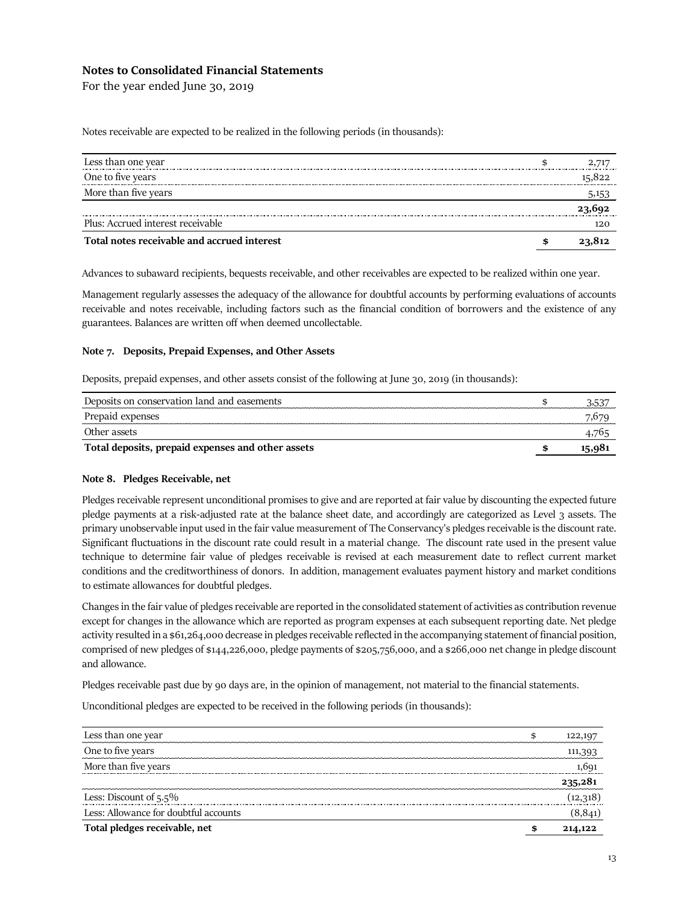## Notes to Consolidated Financial Statements

For the year ended June 30, 2019

Notes receivable are expected to be realized in the following periods (in thousands):

| | | |
|---|---|---|
| Less than one year | $ | 2,717 |
| One to five years | | 15,822 |
| More than five years | | 5,153 |
| | | **23,692** |
| Plus: Accrued interest receivable | | 120 |
| **Total notes receivable and accrued interest** | **$** | **23,812** |

Advances to subaward recipients, bequests receivable, and other receivables are expected to be realized within one year.

Management regularly assesses the adequacy of the allowance for doubtful accounts by performing evaluations of accounts receivable and notes receivable, including factors such as the financial condition of borrowers and the existence of any guarantees. Balances are written off when deemed uncollectable.

### Note 7. Deposits, Prepaid Expenses, and Other Assets

Deposits, prepaid expenses, and other assets consist of the following at June 30, 2019 (in thousands):

| | | |
|---|---|---|
| Deposits on conservation land and easements | $ | 3,537 |
| Prepaid expenses | | 7,679 |
| Other assets | | 4,765 |
| **Total deposits, prepaid expenses and other assets** | **$** | **15,981** |

### Note 8. Pledges Receivable, net

Pledges receivable represent unconditional promises to give and are reported at fair value by discounting the expected future pledge payments at a risk-adjusted rate at the balance sheet date, and accordingly are categorized as Level 3 assets. The primary unobservable input used in the fair value measurement of The Conservancy's pledges receivable is the discount rate. Significant fluctuations in the discount rate could result in a material change. The discount rate used in the present value technique to determine fair value of pledges receivable is revised at each measurement date to reflect current market conditions and the creditworthiness of donors. In addition, management evaluates payment history and market conditions to estimate allowances for doubtful pledges.

Changes in the fair value of pledges receivable are reported in the consolidated statement of activities as contribution revenue except for changes in the allowance which are reported as program expenses at each subsequent reporting date. Net pledge activity resulted in a $61,264,000 decrease in pledges receivable reflected in the accompanying statement of financial position, comprised of new pledges of $144,226,000, pledge payments of $205,756,000, and a $266,000 net change in pledge discount and allowance.

Pledges receivable past due by 90 days are, in the opinion of management, not material to the financial statements.

Unconditional pledges are expected to be received in the following periods (in thousands):

| | | |
|---|---|---|
| Less than one year | $ | 122,197 |
| One to five years | | 111,393 |
| More than five years | | 1,691 |
| | | **235,281** |
| Less: Discount of 5.5% | | (12,318) |
| Less: Allowance for doubtful accounts | | (8,841) |
| **Total pledges receivable, net** | **$** | **214,122** |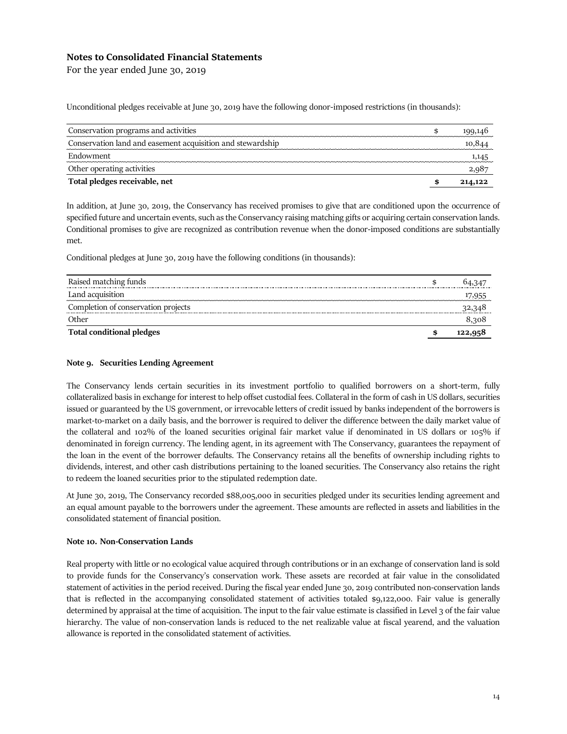## Notes to Consolidated Financial Statements

For the year ended June 30, 2019

Unconditional pledges receivable at June 30, 2019 have the following donor-imposed restrictions (in thousands):

| | | |
|---|---|---|
| Conservation programs and activities | $ | 199,146 |
| Conservation land and easement acquisition and stewardship | | 10,844 |
| Endowment | | 1,145 |
| Other operating activities | | 2,987 |
| **Total pledges receivable, net** | **$** | **214,122** |

In addition, at June 30, 2019, the Conservancy has received promises to give that are conditioned upon the occurrence of specified future and uncertain events, such as the Conservancy raising matching gifts or acquiring certain conservation lands. Conditional promises to give are recognized as contribution revenue when the donor-imposed conditions are substantially met.

Conditional pledges at June 30, 2019 have the following conditions (in thousands):

| | | |
|---|---|---|
| Raised matching funds | $ | 64,347 |
| Land acquisition | | 17,955 |
| Completion of conservation projects | | 32,348 |
| Other | | 8,308 |
| **Total conditional pledges** | **$** | **122,958** |

**Note 9. Securities Lending Agreement**

The Conservancy lends certain securities in its investment portfolio to qualified borrowers on a short-term, fully collateralized basis in exchange for interest to help offset custodial fees. Collateral in the form of cash in US dollars, securities issued or guaranteed by the US government, or irrevocable letters of credit issued by banks independent of the borrowers is market-to-market on a daily basis, and the borrower is required to deliver the difference between the daily market value of the collateral and 102% of the loaned securities original fair market value if denominated in US dollars or 105% if denominated in foreign currency. The lending agent, in its agreement with The Conservancy, guarantees the repayment of the loan in the event of the borrower defaults. The Conservancy retains all the benefits of ownership including rights to dividends, interest, and other cash distributions pertaining to the loaned securities. The Conservancy also retains the right to redeem the loaned securities prior to the stipulated redemption date.

At June 30, 2019, The Conservancy recorded $88,005,000 in securities pledged under its securities lending agreement and an equal amount payable to the borrowers under the agreement. These amounts are reflected in assets and liabilities in the consolidated statement of financial position.

**Note 10. Non-Conservation Lands**

Real property with little or no ecological value acquired through contributions or in an exchange of conservation land is sold to provide funds for the Conservancy's conservation work. These assets are recorded at fair value in the consolidated statement of activities in the period received. During the fiscal year ended June 30, 2019 contributed non-conservation lands that is reflected in the accompanying consolidated statement of activities totaled $9,122,000. Fair value is generally determined by appraisal at the time of acquisition. The input to the fair value estimate is classified in Level 3 of the fair value hierarchy. The value of non-conservation lands is reduced to the net realizable value at fiscal yearend, and the valuation allowance is reported in the consolidated statement of activities.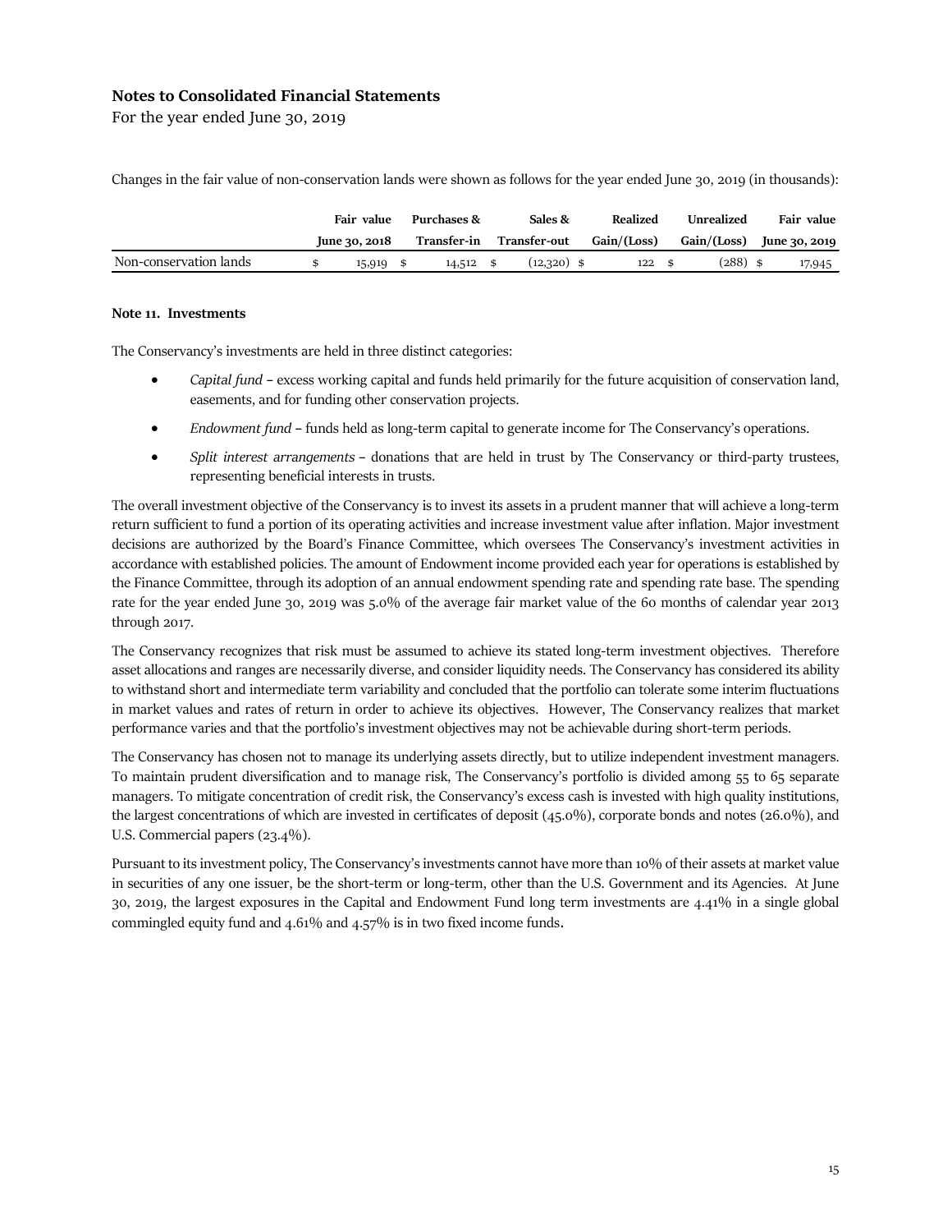## Notes to Consolidated Financial Statements

For the year ended June 30, 2019

Changes in the fair value of non-conservation lands were shown as follows for the year ended June 30, 2019 (in thousands):

| | Fair value June 30, 2018 | Purchases & Transfer-in | Sales & Transfer-out | Realized Gain/(Loss) | Unrealized Gain/(Loss) | Fair value June 30, 2019 |
|---|---|---|---|---|---|---|
| Non-conservation lands | $ 15,919 | $ 14,512 | $ (12,320) | $ 122 | $ (288) | $ 17,945 |

**Note 11. Investments**

The Conservancy's investments are held in three distinct categories:

- *Capital fund* – excess working capital and funds held primarily for the future acquisition of conservation land, easements, and for funding other conservation projects.
- *Endowment fund* – funds held as long-term capital to generate income for The Conservancy's operations.
- *Split interest arrangements* – donations that are held in trust by The Conservancy or third-party trustees, representing beneficial interests in trusts.

The overall investment objective of the Conservancy is to invest its assets in a prudent manner that will achieve a long-term return sufficient to fund a portion of its operating activities and increase investment value after inflation. Major investment decisions are authorized by the Board's Finance Committee, which oversees The Conservancy's investment activities in accordance with established policies. The amount of Endowment income provided each year for operations is established by the Finance Committee, through its adoption of an annual endowment spending rate and spending rate base. The spending rate for the year ended June 30, 2019 was 5.0% of the average fair market value of the 60 months of calendar year 2013 through 2017.

The Conservancy recognizes that risk must be assumed to achieve its stated long-term investment objectives. Therefore asset allocations and ranges are necessarily diverse, and consider liquidity needs. The Conservancy has considered its ability to withstand short and intermediate term variability and concluded that the portfolio can tolerate some interim fluctuations in market values and rates of return in order to achieve its objectives. However, The Conservancy realizes that market performance varies and that the portfolio's investment objectives may not be achievable during short-term periods.

The Conservancy has chosen not to manage its underlying assets directly, but to utilize independent investment managers. To maintain prudent diversification and to manage risk, The Conservancy's portfolio is divided among 55 to 65 separate managers. To mitigate concentration of credit risk, the Conservancy's excess cash is invested with high quality institutions, the largest concentrations of which are invested in certificates of deposit (45.0%), corporate bonds and notes (26.0%), and U.S. Commercial papers (23.4%).

Pursuant to its investment policy, The Conservancy's investments cannot have more than 10% of their assets at market value in securities of any one issuer, be the short-term or long-term, other than the U.S. Government and its Agencies. At June 30, 2019, the largest exposures in the Capital and Endowment Fund long term investments are 4.41% in a single global commingled equity fund and 4.61% and 4.57% is in two fixed income funds.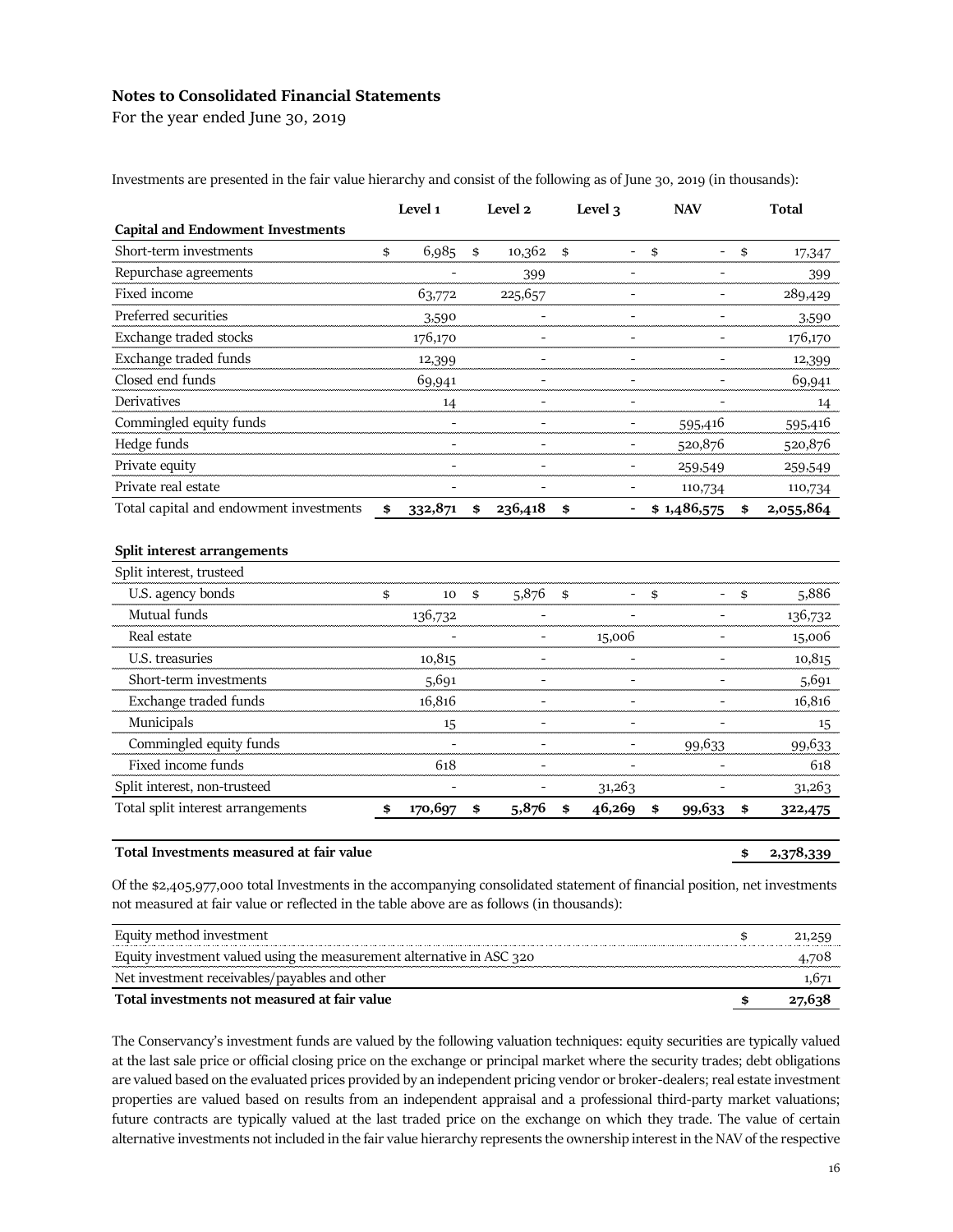**Notes to Consolidated Financial Statements**

For the year ended June 30, 2019

Investments are presented in the fair value hierarchy and consist of the following as of June 30, 2019 (in thousands):

| | Level 1 | Level 2 | Level 3 | NAV | Total |
|---|---|---|---|---|---|
| **Capital and Endowment Investments** | | | | | |
| Short-term investments | $ 6,985 | $ 10,362 | $ - | $ - | $ 17,347 |
| Repurchase agreements | - | 399 | - | - | 399 |
| Fixed income | 63,772 | 225,657 | - | - | 289,429 |
| Preferred securities | 3,590 | - | - | - | 3,590 |
| Exchange traded stocks | 176,170 | - | - | - | 176,170 |
| Exchange traded funds | 12,399 | - | - | - | 12,399 |
| Closed end funds | 69,941 | - | - | - | 69,941 |
| Derivatives | 14 | - | - | - | 14 |
| Commingled equity funds | - | - | - | 595,416 | 595,416 |
| Hedge funds | - | - | - | 520,876 | 520,876 |
| Private equity | - | - | - | 259,549 | 259,549 |
| Private real estate | - | - | - | 110,734 | 110,734 |
| Total capital and endowment investments | **$ 332,871** | **$ 236,418** | **$ -** | **$ 1,486,575** | **$ 2,055,864** |
| | | | | | |
| **Split interest arrangements** | | | | | |
| Split interest, trusteed | | | | | |
| U.S. agency bonds | $ 10 | $ 5,876 | $ - | $ - | $ 5,886 |
| Mutual funds | 136,732 | - | - | - | 136,732 |
| Real estate | - | - | 15,006 | - | 15,006 |
| U.S. treasuries | 10,815 | - | - | - | 10,815 |
| Short-term investments | 5,691 | - | - | - | 5,691 |
| Exchange traded funds | 16,816 | - | - | - | 16,816 |
| Municipals | 15 | - | - | - | 15 |
| Commingled equity funds | - | - | - | 99,633 | 99,633 |
| Fixed income funds | 618 | - | - | - | 618 |
| Split interest, non-trusteed | - | - | 31,263 | - | 31,263 |
| Total split interest arrangements | **$ 170,697** | **$ 5,876** | **$ 46,269** | **$ 99,633** | **$ 322,475** |
| | | | | | |
| **Total Investments measured at fair value** | | | | | **$ 2,378,339** |

Of the $2,405,977,000 total Investments in the accompanying consolidated statement of financial position, net investments not measured at fair value or reflected in the table above are as follows (in thousands):

| | |
|---|---|
| Equity method investment | $ 21,259 |
| Equity investment valued using the measurement alternative in ASC 320 | 4,708 |
| Net investment receivables/payables and other | 1,671 |
| **Total investments not measured at fair value** | **$ 27,638** |

The Conservancy's investment funds are valued by the following valuation techniques: equity securities are typically valued at the last sale price or official closing price on the exchange or principal market where the security trades; debt obligations are valued based on the evaluated prices provided by an independent pricing vendor or broker-dealers; real estate investment properties are valued based on results from an independent appraisal and a professional third-party market valuations; future contracts are typically valued at the last traded price on the exchange on which they trade. The value of certain alternative investments not included in the fair value hierarchy represents the ownership interest in the NAV of the respective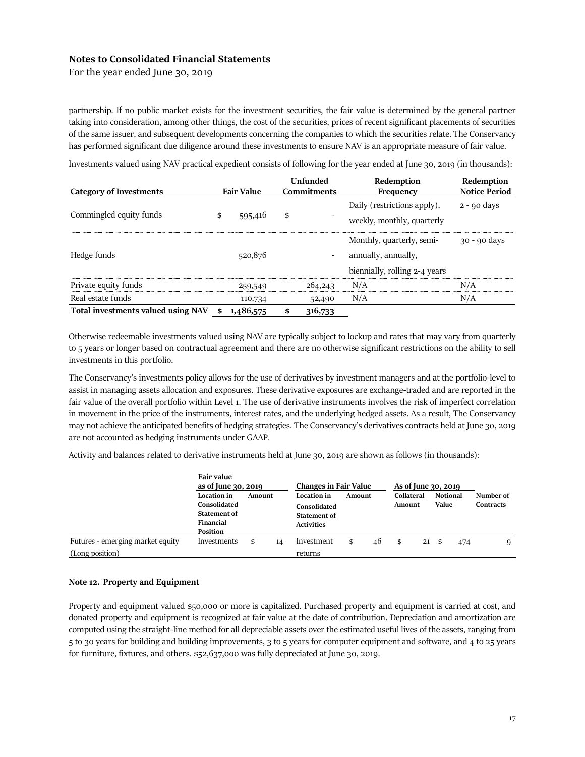partnership. If no public market exists for the investment securities, the fair value is determined by the general partner taking into consideration, among other things, the cost of the securities, prices of recent significant placements of securities of the same issuer, and subsequent developments concerning the companies to which the securities relate. The Conservancy has performed significant due diligence around these investments to ensure NAV is an appropriate measure of fair value.

Investments valued using NAV practical expedient consists of following for the year ended at June 30, 2019 (in thousands):

| Category of Investments | Fair Value | Unfunded Commitments | Redemption Frequency | Redemption Notice Period |
|---|---|---|---|---|
| Commingled equity funds | $ 595,416 | $ - | Daily (restrictions apply), weekly, monthly, quarterly | 2 - 90 days |
| Hedge funds | 520,876 | - | Monthly, quarterly, semi-annually, annually, biennially, rolling 2-4 years | 30 - 90 days |
| Private equity funds | 259,549 | 264,243 | N/A | N/A |
| Real estate funds | 110,734 | 52,490 | N/A | N/A |
| **Total investments valued using NAV** | **$ 1,486,575** | **$ 316,733** | | |

Otherwise redeemable investments valued using NAV are typically subject to lockup and rates that may vary from quarterly to 5 years or longer based on contractual agreement and there are no otherwise significant restrictions on the ability to sell investments in this portfolio.

The Conservancy's investments policy allows for the use of derivatives by investment managers and at the portfolio-level to assist in managing assets allocation and exposures. These derivative exposures are exchange-traded and are reported in the fair value of the overall portfolio within Level 1. The use of derivative instruments involves the risk of imperfect correlation in movement in the price of the instruments, interest rates, and the underlying hedged assets. As a result, The Conservancy may not achieve the anticipated benefits of hedging strategies. The Conservancy's derivatives contracts held at June 30, 2019 are not accounted as hedging instruments under GAAP.

Activity and balances related to derivative instruments held at June 30, 2019 are shown as follows (in thousands):

| | Fair value as of June 30, 2019 | | Changes in Fair Value | | As of June 30, 2019 | | |
|---|---|---|---|---|---|---|---|
| | Location in Consolidated Statement of Financial Position | Amount | Location in Consolidated Statement of Activities | Amount | Collateral Amount | Notional Value | Number of Contracts |
| Futures - emerging market equity (Long position) | Investments | $ 14 | Investment returns | $ 46 | $ 21 | $ 474 | 9 |

**Note 12. Property and Equipment**

Property and equipment valued $50,000 or more is capitalized. Purchased property and equipment is carried at cost, and donated property and equipment is recognized at fair value at the date of contribution. Depreciation and amortization are computed using the straight-line method for all depreciable assets over the estimated useful lives of the assets, ranging from 5 to 30 years for building and building improvements, 3 to 5 years for computer equipment and software, and 4 to 25 years for furniture, fixtures, and others. $52,637,000 was fully depreciated at June 30, 2019.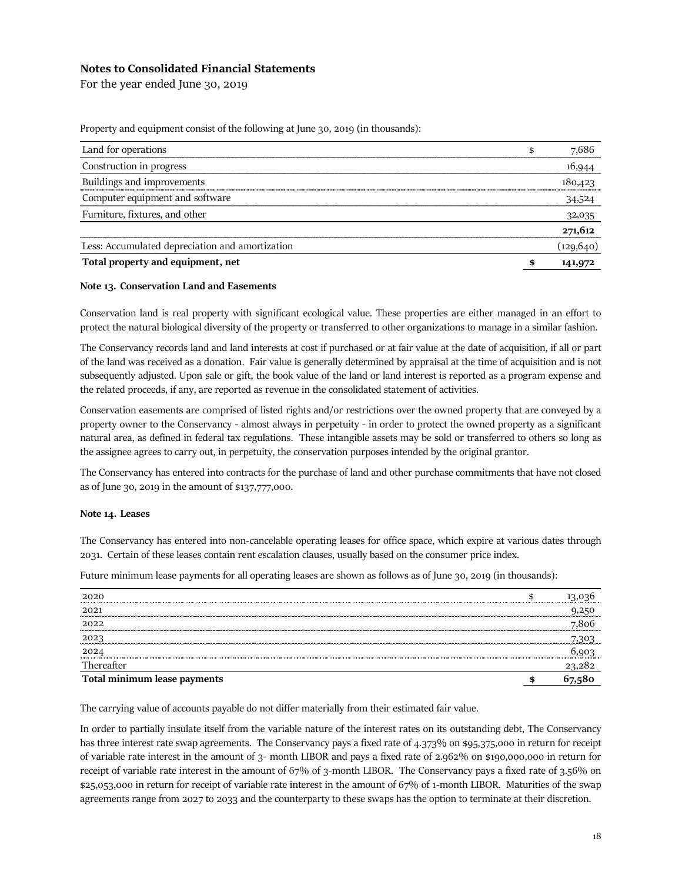**Notes to Consolidated Financial Statements**

For the year ended June 30, 2019

Property and equipment consist of the following at June 30, 2019 (in thousands):

| | |
|---|---|
| Land for operations | $ 7,686 |
| Construction in progress | 16,944 |
| Buildings and improvements | 180,423 |
| Computer equipment and software | 34,524 |
| Furniture, fixtures, and other | 32,035 |
| | **271,612** |
| Less: Accumulated depreciation and amortization | (129,640) |
| **Total property and equipment, net** | **$ 141,972** |

**Note 13. Conservation Land and Easements**

Conservation land is real property with significant ecological value. These properties are either managed in an effort to protect the natural biological diversity of the property or transferred to other organizations to manage in a similar fashion.

The Conservancy records land and land interests at cost if purchased or at fair value at the date of acquisition, if all or part of the land was received as a donation. Fair value is generally determined by appraisal at the time of acquisition and is not subsequently adjusted. Upon sale or gift, the book value of the land or land interest is reported as a program expense and the related proceeds, if any, are reported as revenue in the consolidated statement of activities.

Conservation easements are comprised of listed rights and/or restrictions over the owned property that are conveyed by a property owner to the Conservancy - almost always in perpetuity - in order to protect the owned property as a significant natural area, as defined in federal tax regulations. These intangible assets may be sold or transferred to others so long as the assignee agrees to carry out, in perpetuity, the conservation purposes intended by the original grantor.

The Conservancy has entered into contracts for the purchase of land and other purchase commitments that have not closed as of June 30, 2019 in the amount of $137,777,000.

**Note 14. Leases**

The Conservancy has entered into non-cancelable operating leases for office space, which expire at various dates through 2031. Certain of these leases contain rent escalation clauses, usually based on the consumer price index.

Future minimum lease payments for all operating leases are shown as follows as of June 30, 2019 (in thousands):

| | |
|---|---|
| 2020 | $ 13,036 |
| 2021 | 9,250 |
| 2022 | 7,806 |
| 2023 | 7,303 |
| 2024 | 6,903 |
| Thereafter | 23,282 |
| **Total minimum lease payments** | **$ 67,580** |

The carrying value of accounts payable do not differ materially from their estimated fair value.

In order to partially insulate itself from the variable nature of the interest rates on its outstanding debt, The Conservancy has three interest rate swap agreements. The Conservancy pays a fixed rate of 4.373% on $95,375,000 in return for receipt of variable rate interest in the amount of 3- month LIBOR and pays a fixed rate of 2.962% on $190,000,000 in return for receipt of variable rate interest in the amount of 67% of 3-month LIBOR. The Conservancy pays a fixed rate of 3.56% on $25,053,000 in return for receipt of variable rate interest in the amount of 67% of 1-month LIBOR. Maturities of the swap agreements range from 2027 to 2033 and the counterparty to these swaps has the option to terminate at their discretion.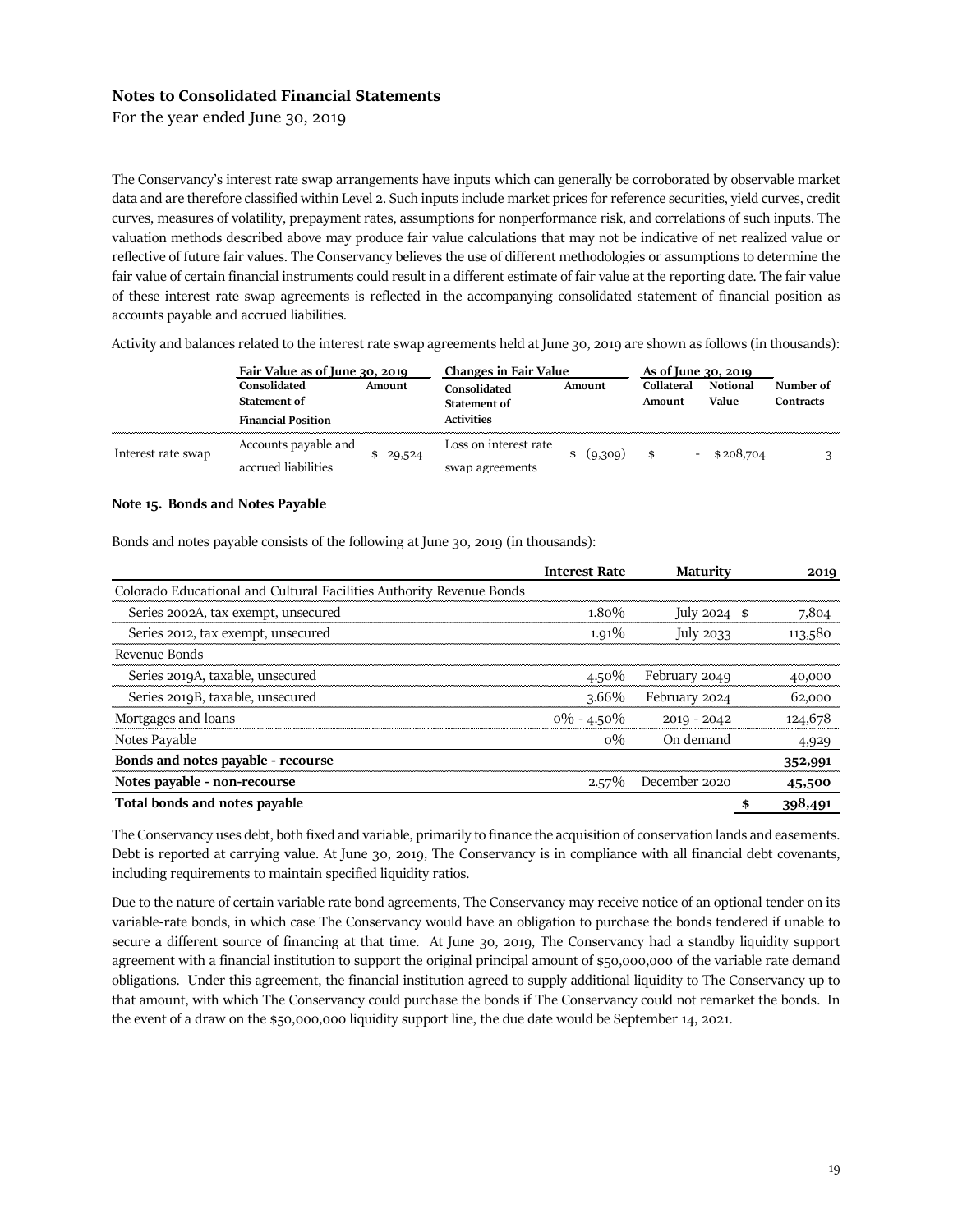## Notes to Consolidated Financial Statements

For the year ended June 30, 2019

The Conservancy's interest rate swap arrangements have inputs which can generally be corroborated by observable market data and are therefore classified within Level 2. Such inputs include market prices for reference securities, yield curves, credit curves, measures of volatility, prepayment rates, assumptions for nonperformance risk, and correlations of such inputs. The valuation methods described above may produce fair value calculations that may not be indicative of net realized value or reflective of future fair values. The Conservancy believes the use of different methodologies or assumptions to determine the fair value of certain financial instruments could result in a different estimate of fair value at the reporting date. The fair value of these interest rate swap agreements is reflected in the accompanying consolidated statement of financial position as accounts payable and accrued liabilities.

Activity and balances related to the interest rate swap agreements held at June 30, 2019 are shown as follows (in thousands):

| | Fair Value as of June 30, 2019 | | Changes in Fair Value | | As of June 30, 2019 | | |
|---|---|---|---|---|---|---|---|
| | **Consolidated Statement of Financial Position** | **Amount** | **Consolidated Statement of Activities** | **Amount** | **Collateral Amount** | **Notional Value** | **Number of Contracts** |
| Interest rate swap | Accounts payable and accrued liabilities | $ 29,524 | Loss on interest rate swap agreements | $ (9,309) | $ - | $ 208,704 | 3 |

**Note 15. Bonds and Notes Payable**

Bonds and notes payable consists of the following at June 30, 2019 (in thousands):

| | Interest Rate | Maturity | 2019 |
|---|---|---|---|
| Colorado Educational and Cultural Facilities Authority Revenue Bonds | | | |
| Series 2002A, tax exempt, unsecured | 1.80% | July 2024 | $ 7,804 |
| Series 2012, tax exempt, unsecured | 1.91% | July 2033 | 113,580 |
| Revenue Bonds | | | |
| Series 2019A, taxable, unsecured | 4.50% | February 2049 | 40,000 |
| Series 2019B, taxable, unsecured | 3.66% | February 2024 | 62,000 |
| Mortgages and loans | 0% - 4.50% | 2019 - 2042 | 124,678 |
| Notes Payable | 0% | On demand | 4,929 |
| **Bonds and notes payable - recourse** | | | **352,991** |
| **Notes payable - non-recourse** | 2.57% | December 2020 | **45,500** |
| **Total bonds and notes payable** | | | **$ 398,491** |

The Conservancy uses debt, both fixed and variable, primarily to finance the acquisition of conservation lands and easements. Debt is reported at carrying value. At June 30, 2019, The Conservancy is in compliance with all financial debt covenants, including requirements to maintain specified liquidity ratios.

Due to the nature of certain variable rate bond agreements, The Conservancy may receive notice of an optional tender on its variable-rate bonds, in which case The Conservancy would have an obligation to purchase the bonds tendered if unable to secure a different source of financing at that time. At June 30, 2019, The Conservancy had a standby liquidity support agreement with a financial institution to support the original principal amount of $50,000,000 of the variable rate demand obligations. Under this agreement, the financial institution agreed to supply additional liquidity to The Conservancy up to that amount, with which The Conservancy could purchase the bonds if The Conservancy could not remarket the bonds. In the event of a draw on the $50,000,000 liquidity support line, the due date would be September 14, 2021.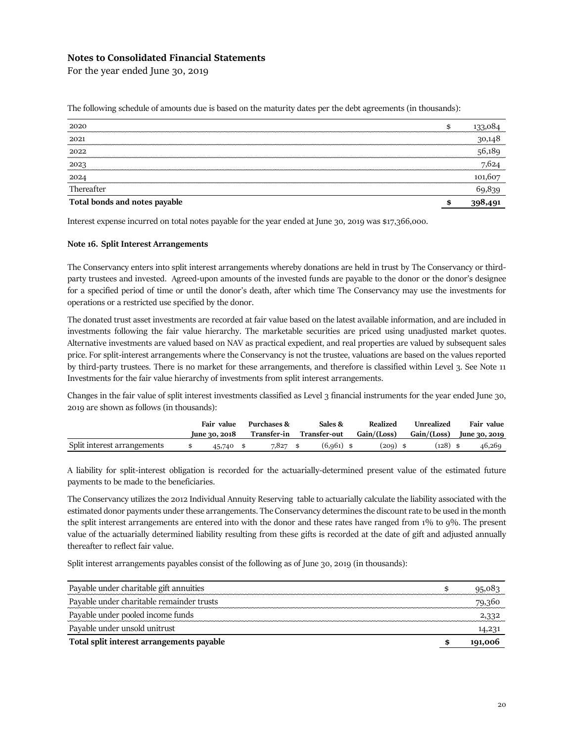## Notes to Consolidated Financial Statements

For the year ended June 30, 2019

The following schedule of amounts due is based on the maturity dates per the debt agreements (in thousands):

| | |
|---|---|
| 2020 | $ 133,084 |
| 2021 | 30,148 |
| 2022 | 56,189 |
| 2023 | 7,624 |
| 2024 | 101,607 |
| Thereafter | 69,839 |
| **Total bonds and notes payable** | **$ 398,491** |

Interest expense incurred on total notes payable for the year ended at June 30, 2019 was $17,366,000.

**Note 16. Split Interest Arrangements**

The Conservancy enters into split interest arrangements whereby donations are held in trust by The Conservancy or third-party trustees and invested. Agreed-upon amounts of the invested funds are payable to the donor or the donor's designee for a specified period of time or until the donor's death, after which time The Conservancy may use the investments for operations or a restricted use specified by the donor.

The donated trust asset investments are recorded at fair value based on the latest available information, and are included in investments following the fair value hierarchy. The marketable securities are priced using unadjusted market quotes. Alternative investments are valued based on NAV as practical expedient, and real properties are valued by subsequent sales price. For split-interest arrangements where the Conservancy is not the trustee, valuations are based on the values reported by third-party trustees. There is no market for these arrangements, and therefore is classified within Level 3. See Note 11 Investments for the fair value hierarchy of investments from split interest arrangements.

Changes in the fair value of split interest investments classified as Level 3 financial instruments for the year ended June 30, 2019 are shown as follows (in thousands):

| | Fair value June 30, 2018 | Purchases & Transfer-in | Sales & Transfer-out | Realized Gain/(Loss) | Unrealized Gain/(Loss) | Fair value June 30, 2019 |
|---|---|---|---|---|---|---|
| Split interest arrangements | $ 45,740 | $ 7,827 | $ (6,961) | $ (209) | $ (128) | $ 46,269 |

A liability for split-interest obligation is recorded for the actuarially-determined present value of the estimated future payments to be made to the beneficiaries.

The Conservancy utilizes the 2012 Individual Annuity Reserving table to actuarially calculate the liability associated with the estimated donor payments under these arrangements. The Conservancy determines the discount rate to be used in the month the split interest arrangements are entered into with the donor and these rates have ranged from 1% to 9%. The present value of the actuarially determined liability resulting from these gifts is recorded at the date of gift and adjusted annually thereafter to reflect fair value.

Split interest arrangements payables consist of the following as of June 30, 2019 (in thousands):

| | |
|---|---|
| Payable under charitable gift annuities | $ 95,083 |
| Payable under charitable remainder trusts | 79,360 |
| Payable under pooled income funds | 2,332 |
| Payable under unsold unitrust | 14,231 |
| **Total split interest arrangements payable** | **$ 191,006** |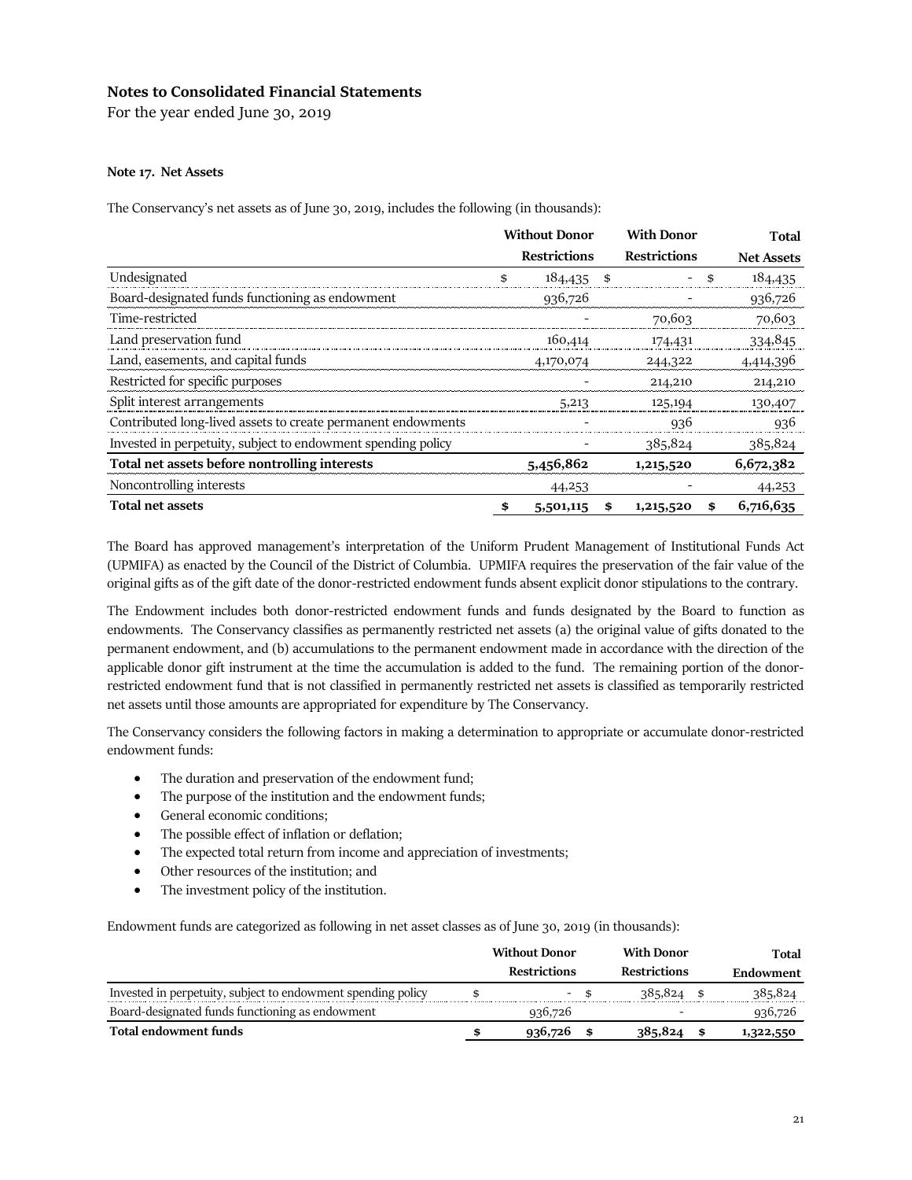## Notes to Consolidated Financial Statements

For the year ended June 30, 2019

**Note 17. Net Assets**

The Conservancy's net assets as of June 30, 2019, includes the following (in thousands):

| | Without Donor Restrictions | With Donor Restrictions | Total Net Assets |
|---|---|---|---|
| Undesignated | $ 184,435 | $ - | $ 184,435 |
| Board-designated funds functioning as endowment | 936,726 | - | 936,726 |
| Time-restricted | - | 70,603 | 70,603 |
| Land preservation fund | 160,414 | 174,431 | 334,845 |
| Land, easements, and capital funds | 4,170,074 | 244,322 | 4,414,396 |
| Restricted for specific purposes | - | 214,210 | 214,210 |
| Split interest arrangements | 5,213 | 125,194 | 130,407 |
| Contributed long-lived assets to create permanent endowments | - | 936 | 936 |
| Invested in perpetuity, subject to endowment spending policy | - | 385,824 | 385,824 |
| **Total net assets before nontrolling interests** | **5,456,862** | **1,215,520** | **6,672,382** |
| Noncontrolling interests | 44,253 | - | 44,253 |
| **Total net assets** | **$ 5,501,115** | **$ 1,215,520** | **$ 6,716,635** |

The Board has approved management's interpretation of the Uniform Prudent Management of Institutional Funds Act (UPMIFA) as enacted by the Council of the District of Columbia. UPMIFA requires the preservation of the fair value of the original gifts as of the gift date of the donor-restricted endowment funds absent explicit donor stipulations to the contrary.

The Endowment includes both donor-restricted endowment funds and funds designated by the Board to function as endowments. The Conservancy classifies as permanently restricted net assets (a) the original value of gifts donated to the permanent endowment, and (b) accumulations to the permanent endowment made in accordance with the direction of the applicable donor gift instrument at the time the accumulation is added to the fund. The remaining portion of the donor-restricted endowment fund that is not classified in permanently restricted net assets is classified as temporarily restricted net assets until those amounts are appropriated for expenditure by The Conservancy.

The Conservancy considers the following factors in making a determination to appropriate or accumulate donor-restricted endowment funds:

- The duration and preservation of the endowment fund;
- The purpose of the institution and the endowment funds;
- General economic conditions;
- The possible effect of inflation or deflation;
- The expected total return from income and appreciation of investments;
- Other resources of the institution; and
- The investment policy of the institution.

Endowment funds are categorized as following in net asset classes as of June 30, 2019 (in thousands):

| | Without Donor Restrictions | With Donor Restrictions | Total Endowment |
|---|---|---|---|
| Invested in perpetuity, subject to endowment spending policy | $ - | $ 385,824 | $ 385,824 |
| Board-designated funds functioning as endowment | 936,726 | - | 936,726 |
| **Total endowment funds** | **$ 936,726** | **$ 385,824** | **$ 1,322,550** |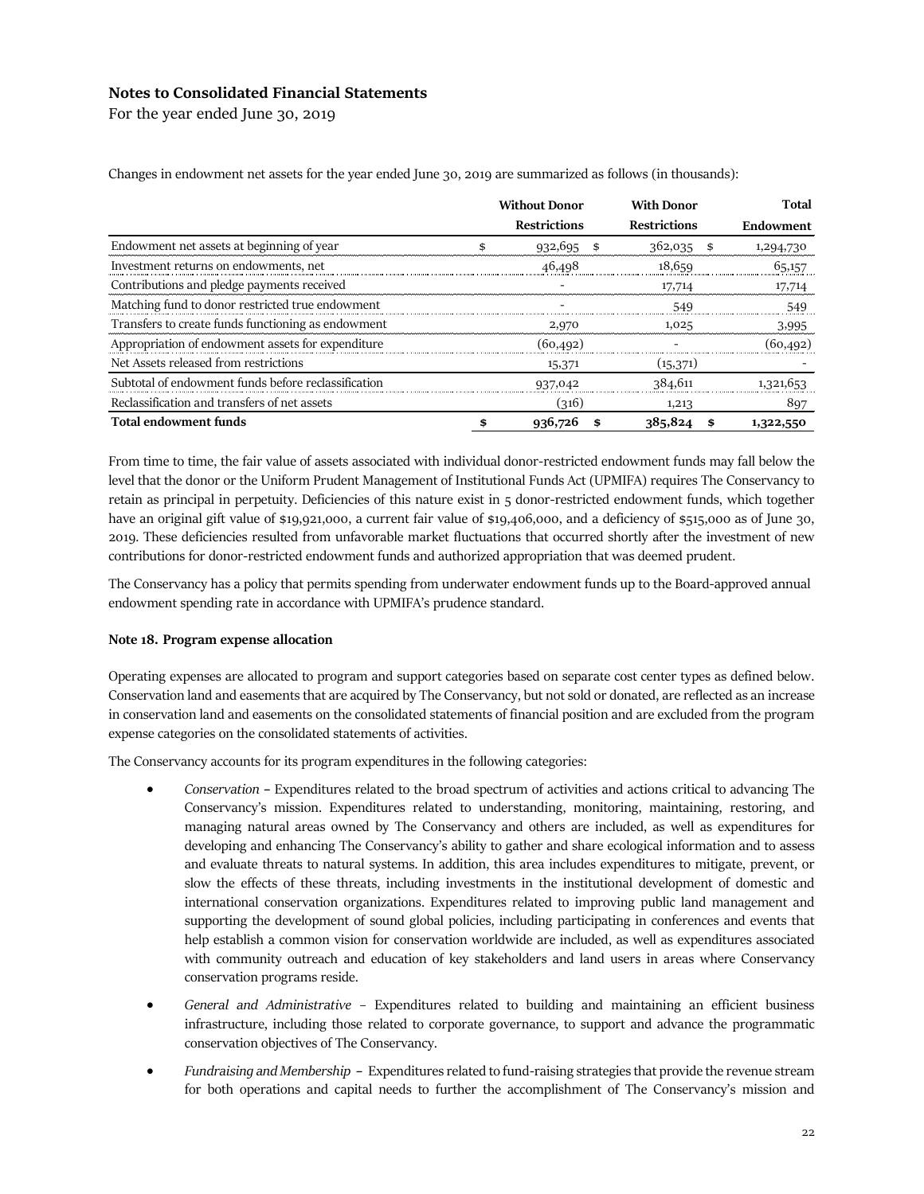## Notes to Consolidated Financial Statements

For the year ended June 30, 2019

Changes in endowment net assets for the year ended June 30, 2019 are summarized as follows (in thousands):

| | Without Donor Restrictions | With Donor Restrictions | Total Endowment |
|---|---|---|---|
| Endowment net assets at beginning of year | $ 932,695 | $ 362,035 | $ 1,294,730 |
| Investment returns on endowments, net | 46,498 | 18,659 | 65,157 |
| Contributions and pledge payments received | - | 17,714 | 17,714 |
| Matching fund to donor restricted true endowment | - | 549 | 549 |
| Transfers to create funds functioning as endowment | 2,970 | 1,025 | 3,995 |
| Appropriation of endowment assets for expenditure | (60,492) | - | (60,492) |
| Net Assets released from restrictions | 15,371 | (15,371) | - |
| Subtotal of endowment funds before reclassification | 937,042 | 384,611 | 1,321,653 |
| Reclassification and transfers of net assets | (316) | 1,213 | 897 |
| **Total endowment funds** | **$ 936,726** | **$ 385,824** | **$ 1,322,550** |

From time to time, the fair value of assets associated with individual donor-restricted endowment funds may fall below the level that the donor or the Uniform Prudent Management of Institutional Funds Act (UPMIFA) requires The Conservancy to retain as principal in perpetuity. Deficiencies of this nature exist in 5 donor-restricted endowment funds, which together have an original gift value of $19,921,000, a current fair value of $19,406,000, and a deficiency of $515,000 as of June 30, 2019. These deficiencies resulted from unfavorable market fluctuations that occurred shortly after the investment of new contributions for donor-restricted endowment funds and authorized appropriation that was deemed prudent.

The Conservancy has a policy that permits spending from underwater endowment funds up to the Board-approved annual endowment spending rate in accordance with UPMIFA's prudence standard.

### Note 18. Program expense allocation

Operating expenses are allocated to program and support categories based on separate cost center types as defined below. Conservation land and easements that are acquired by The Conservancy, but not sold or donated, are reflected as an increase in conservation land and easements on the consolidated statements of financial position and are excluded from the program expense categories on the consolidated statements of activities.

The Conservancy accounts for its program expenditures in the following categories:

- *Conservation* – Expenditures related to the broad spectrum of activities and actions critical to advancing The Conservancy's mission. Expenditures related to understanding, monitoring, maintaining, restoring, and managing natural areas owned by The Conservancy and others are included, as well as expenditures for developing and enhancing The Conservancy's ability to gather and share ecological information and to assess and evaluate threats to natural systems. In addition, this area includes expenditures to mitigate, prevent, or slow the effects of these threats, including investments in the institutional development of domestic and international conservation organizations. Expenditures related to improving public land management and supporting the development of sound global policies, including participating in conferences and events that help establish a common vision for conservation worldwide are included, as well as expenditures associated with community outreach and education of key stakeholders and land users in areas where Conservancy conservation programs reside.
- *General and Administrative* – Expenditures related to building and maintaining an efficient business infrastructure, including those related to corporate governance, to support and advance the programmatic conservation objectives of The Conservancy.
- *Fundraising and Membership* – Expenditures related to fund-raising strategies that provide the revenue stream for both operations and capital needs to further the accomplishment of The Conservancy's mission and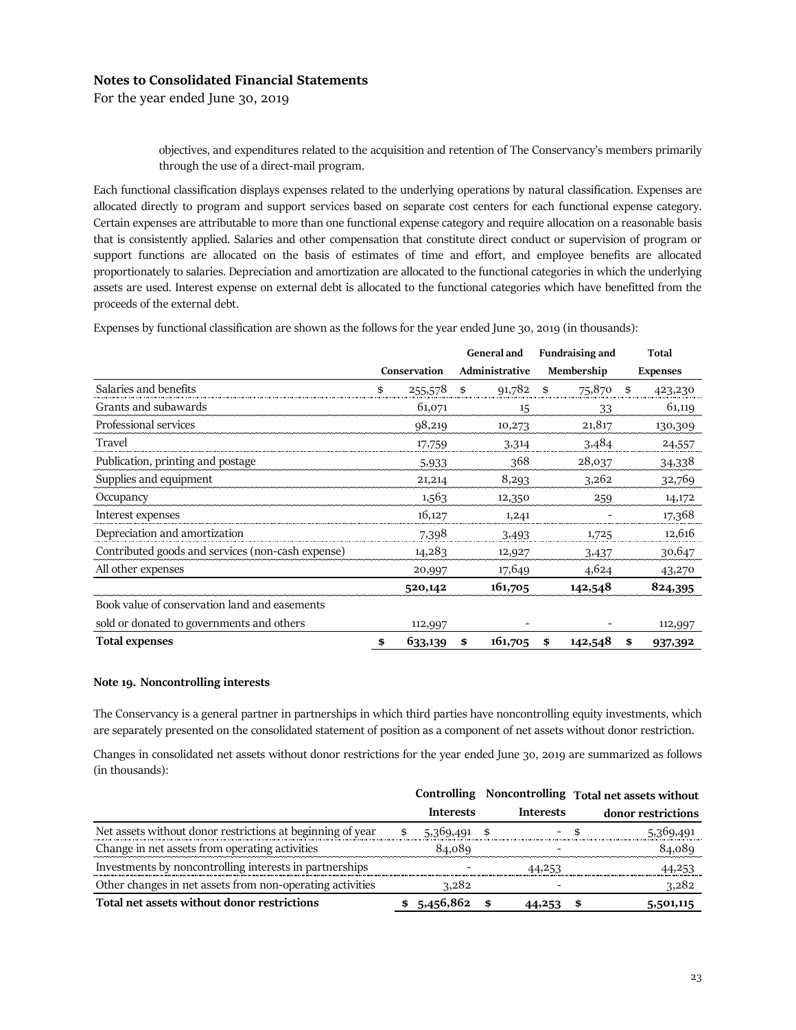## Notes to Consolidated Financial Statements

For the year ended June 30, 2019

objectives, and expenditures related to the acquisition and retention of The Conservancy's members primarily through the use of a direct-mail program.

Each functional classification displays expenses related to the underlying operations by natural classification. Expenses are allocated directly to program and support services based on separate cost centers for each functional expense category. Certain expenses are attributable to more than one functional expense category and require allocation on a reasonable basis that is consistently applied. Salaries and other compensation that constitute direct conduct or supervision of program or support functions are allocated on the basis of estimates of time and effort, and employee benefits are allocated proportionately to salaries. Depreciation and amortization are allocated to the functional categories in which the underlying assets are used. Interest expense on external debt is allocated to the functional categories which have benefitted from the proceeds of the external debt.

Expenses by functional classification are shown as the follows for the year ended June 30, 2019 (in thousands):

| | Conservation | General and Administrative | Fundraising and Membership | Total Expenses |
|---|---|---|---|---|
| Salaries and benefits | $ 255,578 | $ 91,782 | $ 75,870 | $ 423,230 |
| Grants and subawards | 61,071 | 15 | 33 | 61,119 |
| Professional services | 98,219 | 10,273 | 21,817 | 130,309 |
| Travel | 17,759 | 3,314 | 3,484 | 24,557 |
| Publication, printing and postage | 5,933 | 368 | 28,037 | 34,338 |
| Supplies and equipment | 21,214 | 8,293 | 3,262 | 32,769 |
| Occupancy | 1,563 | 12,350 | 259 | 14,172 |
| Interest expenses | 16,127 | 1,241 | - | 17,368 |
| Depreciation and amortization | 7,398 | 3,493 | 1,725 | 12,616 |
| Contributed goods and services (non-cash expense) | 14,283 | 12,927 | 3,437 | 30,647 |
| All other expenses | 20,997 | 17,649 | 4,624 | 43,270 |
| | **520,142** | **161,705** | **142,548** | **824,395** |
| Book value of conservation land and easements sold or donated to governments and others | 112,997 | - | - | 112,997 |
| **Total expenses** | **$ 633,139** | **$ 161,705** | **$ 142,548** | **$ 937,392** |

**Note 19. Noncontrolling interests**

The Conservancy is a general partner in partnerships in which third parties have noncontrolling equity investments, which are separately presented on the consolidated statement of position as a component of net assets without donor restriction.

Changes in consolidated net assets without donor restrictions for the year ended June 30, 2019 are summarized as follows (in thousands):

| | Controlling Interests | Noncontrolling Interests | Total net assets without donor restrictions |
|---|---|---|---|
| Net assets without donor restrictions at beginning of year | $ 5,369,491 | $ - | $ 5,369,491 |
| Change in net assets from operating activities | 84,089 | - | 84,089 |
| Investments by noncontrolling interests in partnerships | - | 44,253 | 44,253 |
| Other changes in net assets from non-operating activities | 3,282 | - | 3,282 |
| **Total net assets without donor restrictions** | **$ 5,456,862** | **$ 44,253** | **$ 5,501,115** |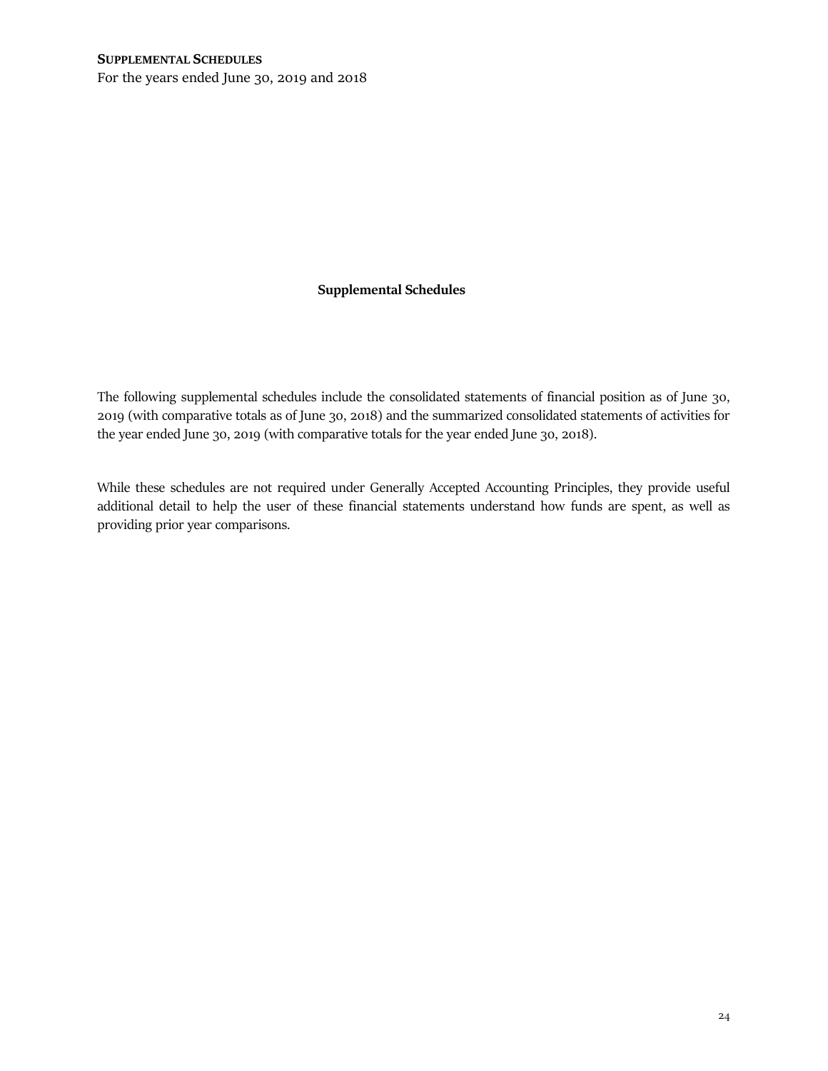## Supplemental Schedules

The following supplemental schedules include the consolidated statements of financial position as of June 30, 2019 (with comparative totals as of June 30, 2018) and the summarized consolidated statements of activities for the year ended June 30, 2019 (with comparative totals for the year ended June 30, 2018).

While these schedules are not required under Generally Accepted Accounting Principles, they provide useful additional detail to help the user of these financial statements understand how funds are spent, as well as providing prior year comparisons.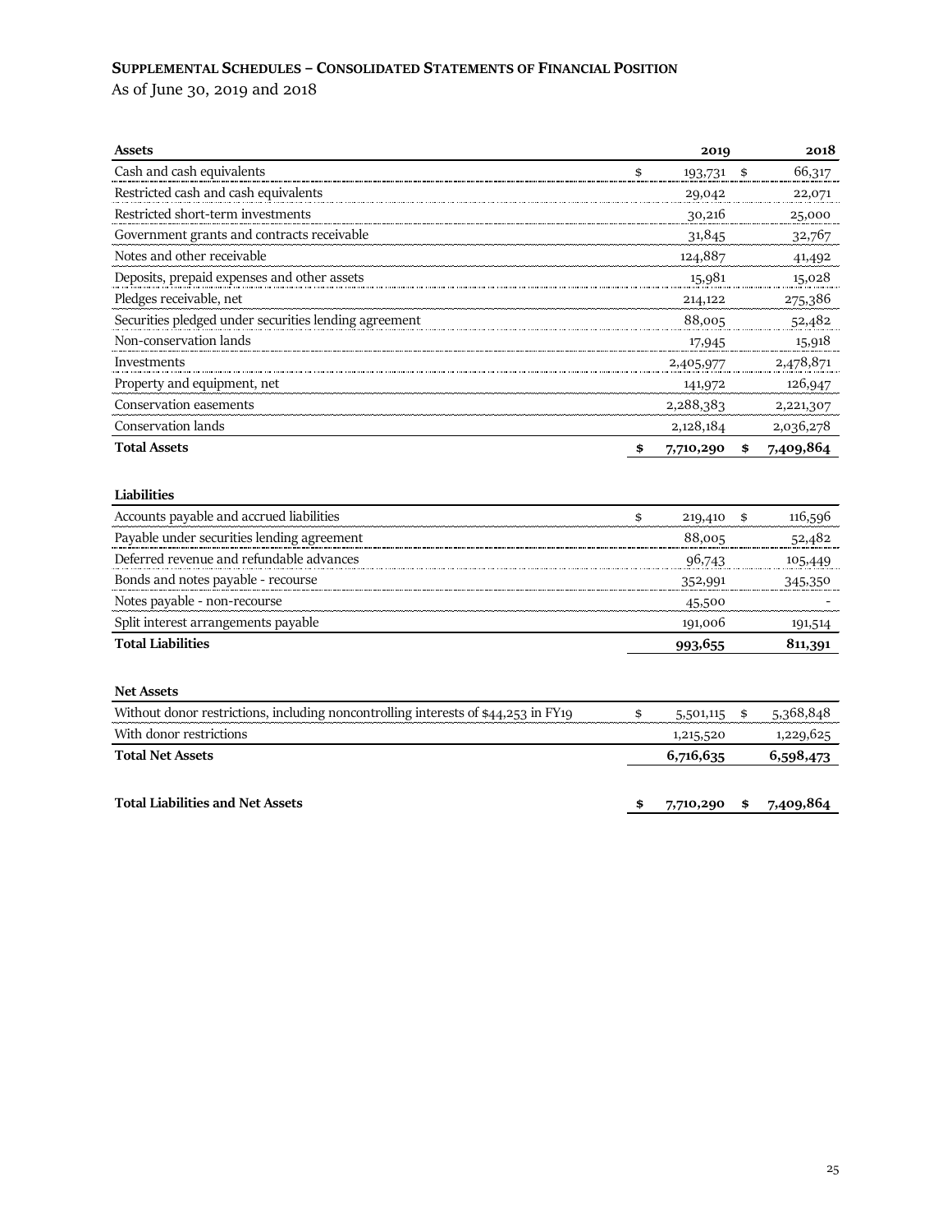## SUPPLEMENTAL SCHEDULES – CONSOLIDATED STATEMENTS OF FINANCIAL POSITION

As of June 30, 2019 and 2018

| **Assets** | **2019** | **2018** |
|---|---|---|
| Cash and cash equivalents | $ 193,731 | $ 66,317 |
| Restricted cash and cash equivalents | 29,042 | 22,071 |
| Restricted short-term investments | 30,216 | 25,000 |
| Government grants and contracts receivable | 31,845 | 32,767 |
| Notes and other receivable | 124,887 | 41,492 |
| Deposits, prepaid expenses and other assets | 15,981 | 15,028 |
| Pledges receivable, net | 214,122 | 275,386 |
| Securities pledged under securities lending agreement | 88,005 | 52,482 |
| Non-conservation lands | 17,945 | 15,918 |
| Investments | 2,405,977 | 2,478,871 |
| Property and equipment, net | 141,972 | 126,947 |
| Conservation easements | 2,288,383 | 2,221,307 |
| Conservation lands | 2,128,184 | 2,036,278 |
| **Total Assets** | **$ 7,710,290** | **$ 7,409,864** |

| **Liabilities** | | |
|---|---|---|
| Accounts payable and accrued liabilities | $ 219,410 | $ 116,596 |
| Payable under securities lending agreement | 88,005 | 52,482 |
| Deferred revenue and refundable advances | 96,743 | 105,449 |
| Bonds and notes payable - recourse | 352,991 | 345,350 |
| Notes payable - non-recourse | 45,500 | - |
| Split interest arrangements payable | 191,006 | 191,514 |
| **Total Liabilities** | **993,655** | **811,391** |

| **Net Assets** | | |
|---|---|---|
| Without donor restrictions, including noncontrolling interests of $44,253 in FY19 | $ 5,501,115 | $ 5,368,848 |
| With donor restrictions | 1,215,520 | 1,229,625 |
| **Total Net Assets** | **6,716,635** | **6,598,473** |
| | | |
| **Total Liabilities and Net Assets** | **$ 7,710,290** | **$ 7,409,864** |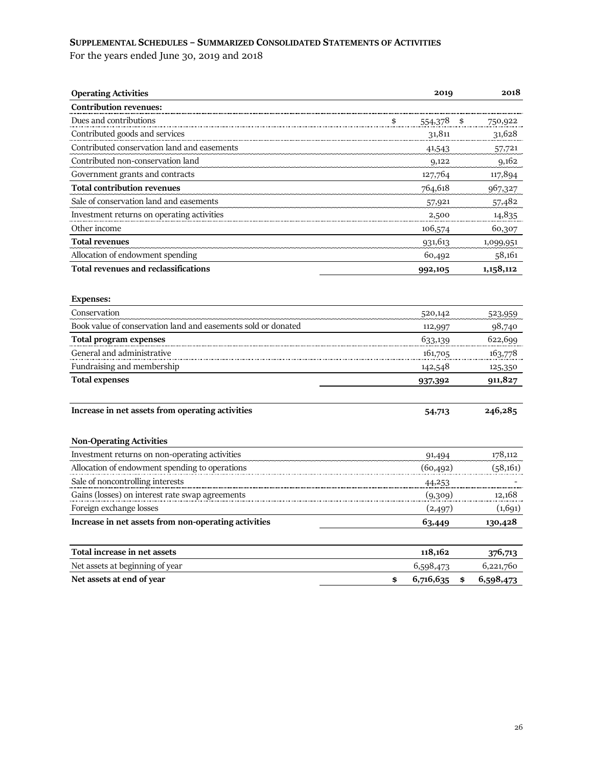## SUPPLEMENTAL SCHEDULES – SUMMARIZED CONSOLIDATED STATEMENTS OF ACTIVITIES

For the years ended June 30, 2019 and 2018

| Operating Activities | 2019 | 2018 |
|---|---|---|
| **Contribution revenues:** | | |
| Dues and contributions | $ 554,378 | $ 750,922 |
| Contributed goods and services | 31,811 | 31,628 |
| Contributed conservation land and easements | 41,543 | 57,721 |
| Contributed non-conservation land | 9,122 | 9,162 |
| Government grants and contracts | 127,764 | 117,894 |
| **Total contribution revenues** | 764,618 | 967,327 |
| Sale of conservation land and easements | 57,921 | 57,482 |
| Investment returns on operating activities | 2,500 | 14,835 |
| Other income | 106,574 | 60,307 |
| **Total revenues** | 931,613 | 1,099,951 |
| Allocation of endowment spending | 60,492 | 58,161 |
| **Total revenues and reclassifications** | **992,105** | **1,158,112** |
| | | |
| **Expenses:** | | |
| Conservation | 520,142 | 523,959 |
| Book value of conservation land and easements sold or donated | 112,997 | 98,740 |
| **Total program expenses** | 633,139 | 622,699 |
| General and administrative | 161,705 | 163,778 |
| Fundraising and membership | 142,548 | 125,350 |
| **Total expenses** | **937,392** | **911,827** |
| | | |
| **Increase in net assets from operating activities** | **54,713** | **246,285** |
| | | |
| **Non-Operating Activities** | | |
| Investment returns on non-operating activities | 91,494 | 178,112 |
| Allocation of endowment spending to operations | (60,492) | (58,161) |
| Sale of noncontrolling interests | 44,253 | - |
| Gains (losses) on interest rate swap agreements | (9,309) | 12,168 |
| Foreign exchange losses | (2,497) | (1,691) |
| **Increase in net assets from non-operating activities** | **63,449** | **130,428** |
| | | |
| **Total increase in net assets** | **118,162** | **376,713** |
| Net assets at beginning of year | 6,598,473 | 6,221,760 |
| **Net assets at end of year** | **$ 6,716,635** | **$ 6,598,473** |